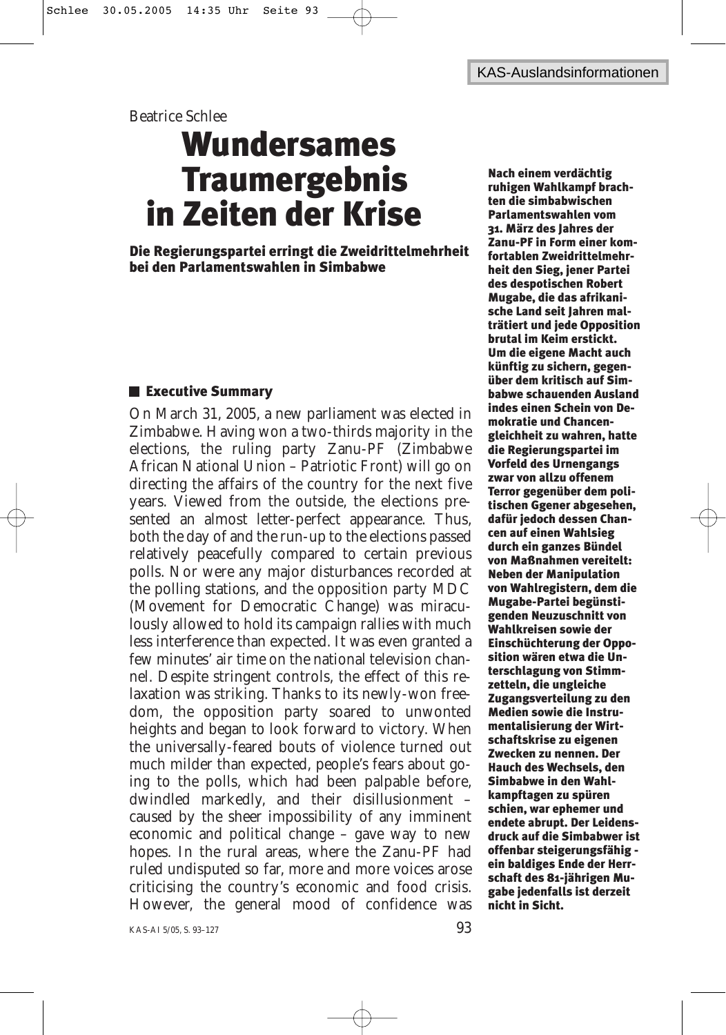Beatrice Schlee

# Wundersames Traumergebnis in Zeiten der Krise

**Die Regierungspartei erringt die Zweidrittelmehrheit bei den Parlamentswahlen in Simbabwe**

**Nach einem verdächtig ruhigen Wahlkampf brachten die simbabwischen Parlamentswahlen vom 31. März des Jahres der Zanu-PF in Form einer komfortablen Zweidrittelmehrheit den Sieg, jener Partei des despotischen Robert Mugabe, die das afrikanische Land seit Jahren malträtiert und jede Opposition brutal im Keim erstickt. Um die eigene Macht auch künftig zu sichern, gegenüber dem kritisch auf Simbabwe schauenden Ausland indes einen Schein von Demokratie und Chancengleichheit zu wahren, hatte die Regierungspartei im Vorfeld des Urnengangs zwar von allzu offenem Terror gegenüber dem politischen Ggener abgesehen, dafür jedoch dessen Chancen auf einen Wahlsieg durch ein ganzes Bündel von Maßnahmen vereitelt: Neben der Manipulation von Wahlregistern, dem die Mugabe-Partei begünstigenden Neuzuschnitt von Wahlkreisen sowie der Einschüchterung der Opposition wären etwa die Unterschlagung von Stimmzetteln, die ungleiche Zugangsverteilung zu den Medien sowie die Instrumentalisierung der Wirtschaftskrise zu eigenen Zwecken zu nennen. Der Hauch des Wechsels, den Simbabwe in den Wahlkampftagen zu spüren schien, war ephemer und endete abrupt. Der Leidensdruck auf die Simbabwer ist offenbar steigerungsfähig - ein baldiges Ende der Herrschaft des 81-jährigen Mugabe jedenfalls ist derzeit nicht in Sicht.**

## Executive Summary

On March 31, 2005, a new parliament was elected in Zimbabwe. Having won a two-thirds majority in the elections, the ruling party Zanu-PF (Zimbabwe African National Union – Patriotic Front) will go on directing the affairs of the country for the next five years. Viewed from the outside, the elections presented an almost letter-perfect appearance. Thus, both the day of and the run-up to the elections passed relatively peacefully compared to certain previous polls. Nor were any major disturbances recorded at the polling stations, and the opposition party MDC (Movement for Democratic Change) was miraculously allowed to hold its campaign rallies with much less interference than expected. It was even granted a few minutes' air time on the national television channel. Despite stringent controls, the effect of this relaxation was striking. Thanks to its newly-won freedom, the opposition party soared to unwonted heights and began to look forward to victory. When the universally-feared bouts of violence turned out much milder than expected, people's fears about going to the polls, which had been palpable before, dwindled markedly, and their disillusionment – caused by the sheer impossibility of any imminent economic and political change – gave way to new hopes. In the rural areas, where the Zanu-PF had ruled undisputed so far, more and more voices arose criticising the country's economic and food crisis. However, the general mood of confidence was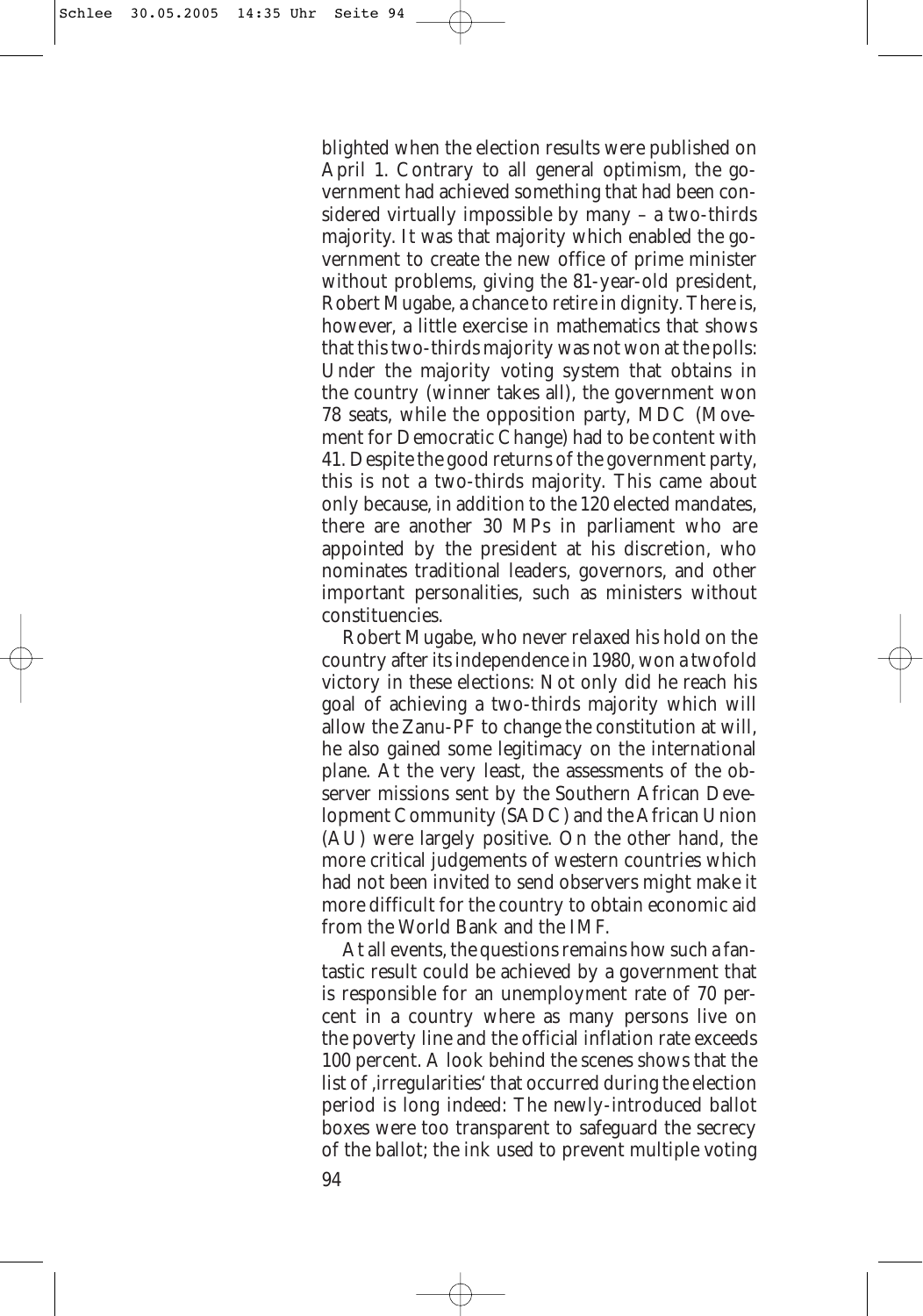blighted when the election results were published on April 1. Contrary to all general optimism, the government had achieved something that had been considered virtually impossible by many – a two-thirds majority. It was that majority which enabled the government to create the new office of prime minister without problems, giving the 81-year-old president, Robert Mugabe, a chance to retire in dignity. There is, however, a little exercise in mathematics that shows that this two-thirds majority was not won at the polls: Under the majority voting system that obtains in the country (winner takes all), the government won 78 seats, while the opposition party, MDC (Movement for Democratic Change) had to be content with 41. Despite the good returns of the government party, this is not a two-thirds majority. This came about only because, in addition to the 120 elected mandates, there are another 30 MPs in parliament who are appointed by the president at his discretion, who nominates traditional leaders, governors, and other important personalities, such as ministers without constituencies.

Robert Mugabe, who never relaxed his hold on the country after its independence in 1980, won a twofold victory in these elections: Not only did he reach his goal of achieving a two-thirds majority which will allow the Zanu-PF to change the constitution at will, he also gained some legitimacy on the international plane. At the very least, the assessments of the observer missions sent by the Southern African Development Community (SADC) and the African Union (AU) were largely positive. On the other hand, the more critical judgements of western countries which had not been invited to send observers might make it more difficult for the country to obtain economic aid from the World Bank and the IMF.

At all events, the questions remains how such a fantastic result could be achieved by a government that is responsible for an unemployment rate of 70 percent in a country where as many persons live on the poverty line and the official inflation rate exceeds 100 percent. A look behind the scenes shows that the list of ‚irregularities' that occurred during the election period is long indeed: The newly-introduced ballot boxes were too transparent to safeguard the secrecy of the ballot; the ink used to prevent multiple voting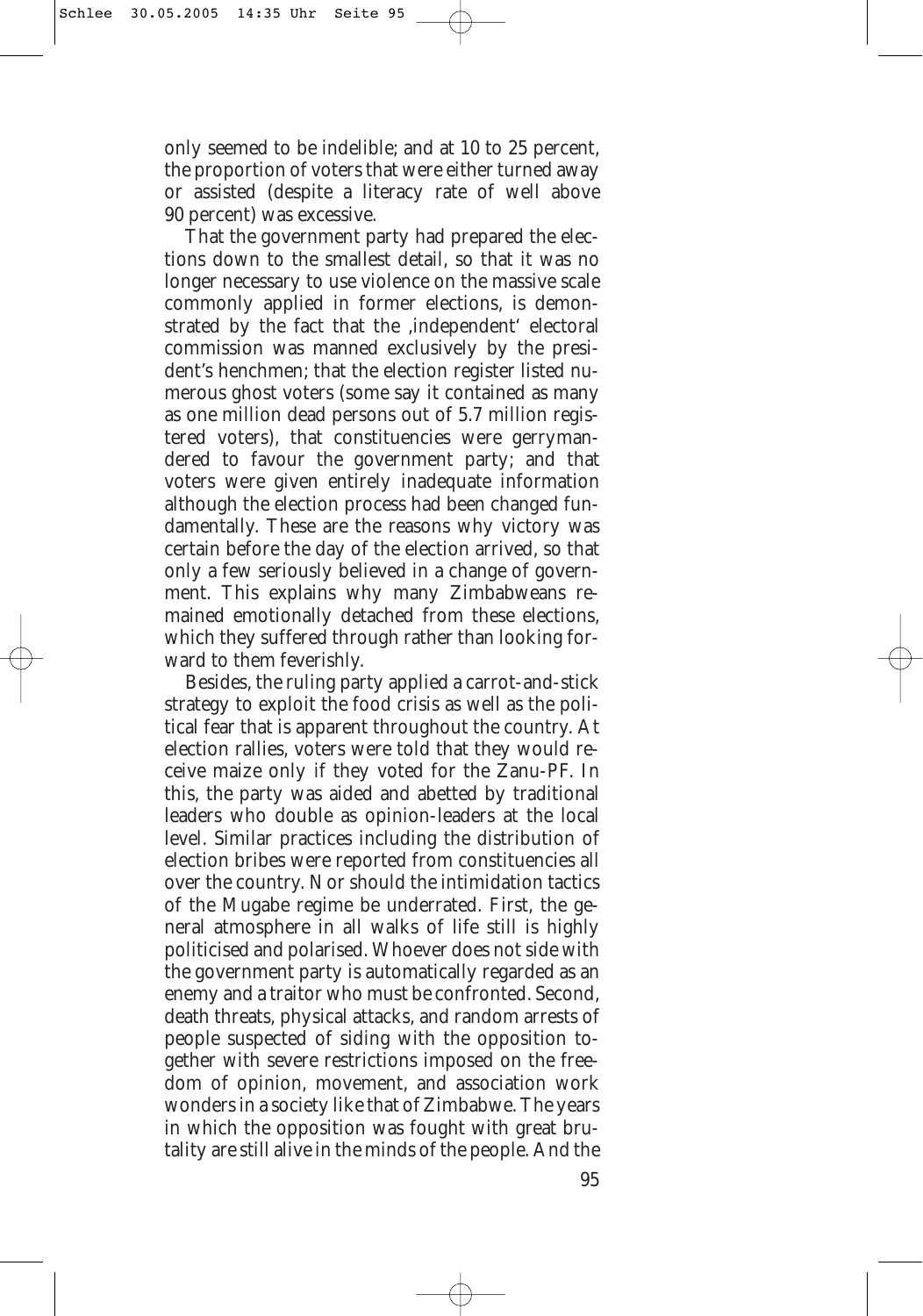only seemed to be indelible; and at 10 to 25 percent, the proportion of voters that were either turned away or assisted (despite a literacy rate of well above 90 percent) was excessive.

That the government party had prepared the elections down to the smallest detail, so that it was no longer necessary to use violence on the massive scale commonly applied in former elections, is demonstrated by the fact that the ,independent' electoral commission was manned exclusively by the president's henchmen; that the election register listed numerous ghost voters (some say it contained as many as one million dead persons out of 5.7 million registered voters), that constituencies were gerrymandered to favour the government party; and that voters were given entirely inadequate information although the election process had been changed fundamentally. These are the reasons why victory was certain before the day of the election arrived, so that only a few seriously believed in a change of government. This explains why many Zimbabweans remained emotionally detached from these elections, which they suffered through rather than looking forward to them feverishly.

Besides, the ruling party applied a carrot-and-stick strategy to exploit the food crisis as well as the political fear that is apparent throughout the country. At election rallies, voters were told that they would receive maize only if they voted for the Zanu-PF. In this, the party was aided and abetted by traditional leaders who double as opinion-leaders at the local level. Similar practices including the distribution of election bribes were reported from constituencies all over the country. Nor should the intimidation tactics of the Mugabe regime be underrated. First, the general atmosphere in all walks of life still is highly politicised and polarised. Whoever does not side with the government party is automatically regarded as an enemy and a traitor who must be confronted. Second, death threats, physical attacks, and random arrests of people suspected of siding with the opposition together with severe restrictions imposed on the freedom of opinion, movement, and association work wonders in a society like that of Zimbabwe. The years in which the opposition was fought with great brutality are still alive in the minds of the people. And the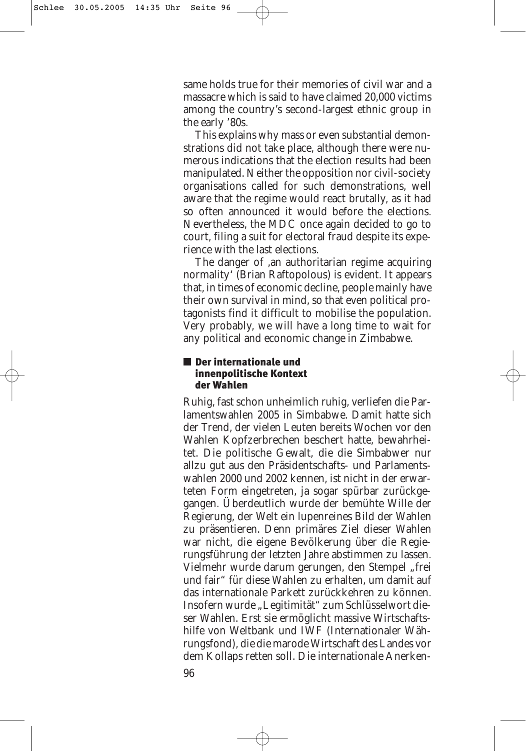same holds true for their memories of civil war and a massacre which is said to have claimed 20,000 victims among the country's second-largest ethnic group in the early '80s.

This explains why mass or even substantial demonstrations did not take place, although there were numerous indications that the election results had been manipulated. Neither the opposition nor civil-society organisations called for such demonstrations, well aware that the regime would react brutally, as it had so often announced it would before the elections. Nevertheless, the MDC once again decided to go to court, filing a suit for electoral fraud despite its experience with the last elections.

The danger of ‚an authoritarian regime acquiring normality' (Brian Raftopolous) is evident. It appears that, in times of economic decline, people mainly have their own survival in mind, so that even political protagonists find it difficult to mobilise the population. Very probably, we will have a long time to wait for any political and economic change in Zimbabwe.

## Der internationale und innenpolitische Kontext der Wahlen

Ruhig, fast schon unheimlich ruhig, verliefen die Parlamentswahlen 2005 in Simbabwe. Damit hatte sich der Trend, der vielen Leuten bereits Wochen vor den Wahlen Kopfzerbrechen beschert hatte, bewahrheitet. Die politische Gewalt, die die Simbabwer nur allzu gut aus den Präsidentschafts- und Parlamentswahlen 2000 und 2002 kennen, ist nicht in der erwarteten Form eingetreten, ja sogar spürbar zurückgegangen. Überdeutlich wurde der bemühte Wille der Regierung, der Welt ein lupenreines Bild der Wahlen zu präsentieren. Denn primäres Ziel dieser Wahlen war nicht, die eigene Bevölkerung über die Regierungsführung der letzten Jahre abstimmen zu lassen. Vielmehr wurde darum gerungen, den Stempel „frei und fair" für diese Wahlen zu erhalten, um damit auf das internationale Parkett zurückkehren zu können. Insofern wurde „Legitimität" zum Schlüsselwort dieser Wahlen. Erst sie ermöglicht massive Wirtschaftshilfe von Weltbank und IWF (Internationaler Währungsfond), die die marode Wirtschaft des Landes vor dem Kollaps retten soll. Die internationale Anerken-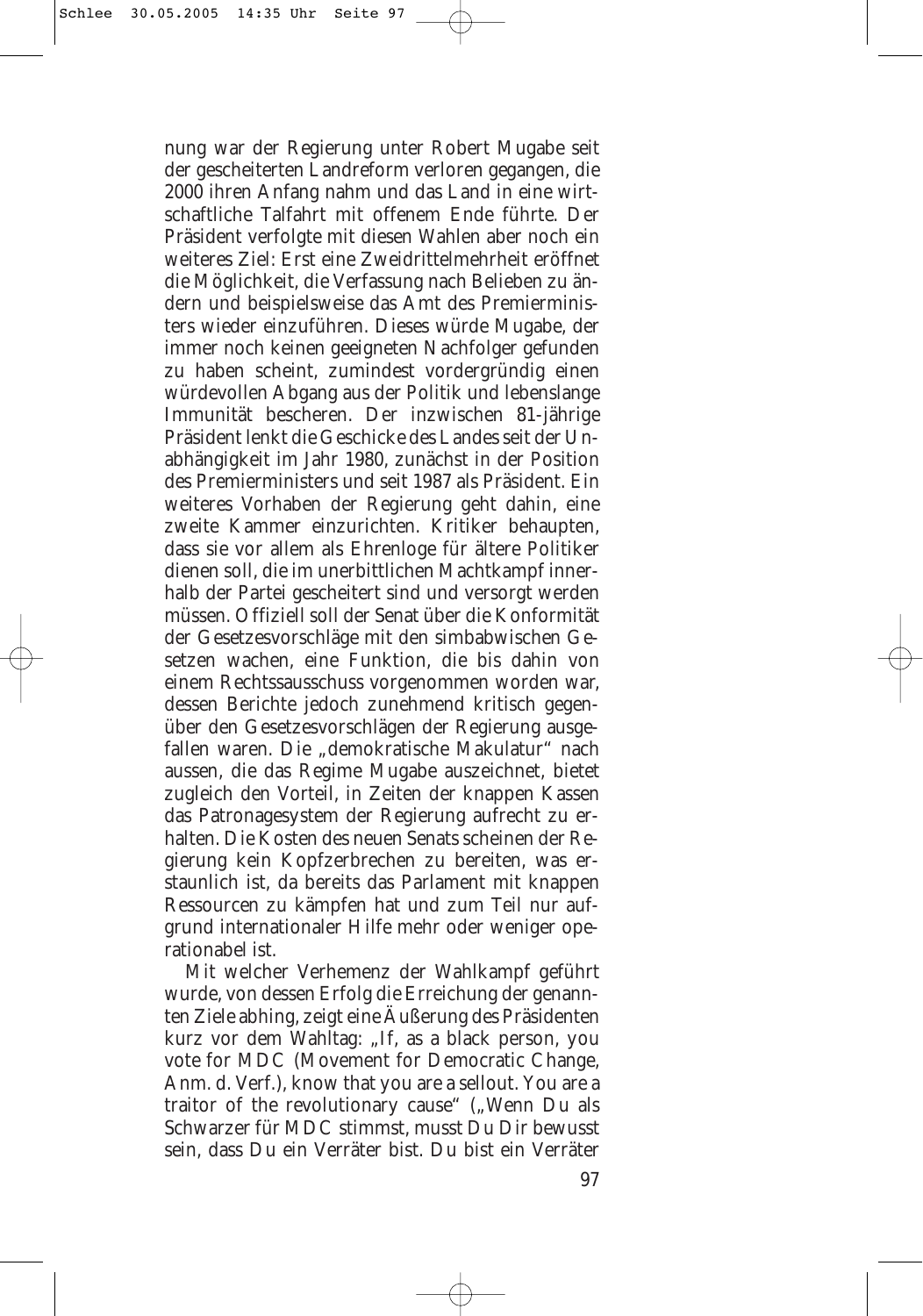nung war der Regierung unter Robert Mugabe seit der gescheiterten Landreform verloren gegangen, die 2000 ihren Anfang nahm und das Land in eine wirtschaftliche Talfahrt mit offenem Ende führte. Der Präsident verfolgte mit diesen Wahlen aber noch ein weiteres Ziel: Erst eine Zweidrittelmehrheit eröffnet die Möglichkeit, die Verfassung nach Belieben zu ändern und beispielsweise das Amt des Premierministers wieder einzuführen. Dieses würde Mugabe, der immer noch keinen geeigneten Nachfolger gefunden zu haben scheint, zumindest vordergründig einen würdevollen Abgang aus der Politik und lebenslange Immunität bescheren. Der inzwischen 81-jährige Präsident lenkt die Geschicke des Landes seit der Unabhängigkeit im Jahr 1980, zunächst in der Position des Premierministers und seit 1987 als Präsident. Ein weiteres Vorhaben der Regierung geht dahin, eine zweite Kammer einzurichten. Kritiker behaupten, dass sie vor allem als Ehrenloge für ältere Politiker dienen soll, die im unerbittlichen Machtkampf innerhalb der Partei gescheitert sind und versorgt werden müssen. Offiziell soll der Senat über die Konformität der Gesetzesvorschläge mit den simbabwischen Gesetzen wachen, eine Funktion, die bis dahin von einem Rechtssausschuss vorgenommen worden war, dessen Berichte jedoch zunehmend kritisch gegenüber den Gesetzesvorschlägen der Regierung ausgefallen waren. Die „demokratische Makulatur" nach aussen, die das Regime Mugabe auszeichnet, bietet zugleich den Vorteil, in Zeiten der knappen Kassen das Patronagesystem der Regierung aufrecht zu erhalten. Die Kosten des neuen Senats scheinen der Regierung kein Kopfzerbrechen zu bereiten, was erstaunlich ist, da bereits das Parlament mit knappen Ressourcen zu kämpfen hat und zum Teil nur aufgrund internationaler Hilfe mehr oder weniger operationabel ist.

Mit welcher Verhemenz der Wahlkampf geführt wurde, von dessen Erfolg die Erreichung der genannten Ziele abhing, zeigt eine Äußerung des Präsidenten kurz vor dem Wahltag: „If, as a black person, you vote for MDC (Movement for Democratic Change, Anm. d. Verf.), know that you are a sellout. You are a traitor of the revolutionary cause" („Wenn Du als Schwarzer für MDC stimmst, musst Du Dir bewusst sein, dass Du ein Verräter bist. Du bist ein Verräter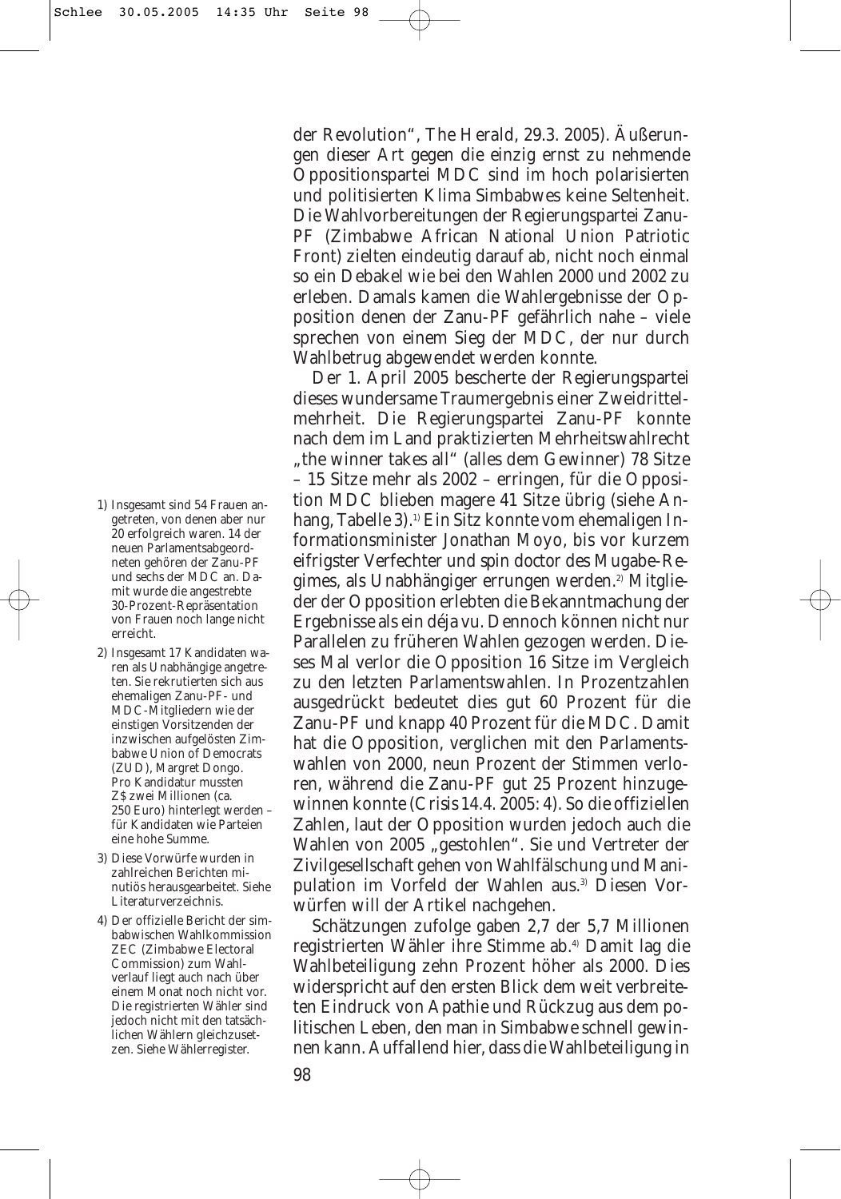der Revolution“, The Herald, 29.3. 2005). Äußerungen dieser Art gegen die einzig ernst zu nehmende Oppositionspartei MDC sind im hoch polarisierten und politisierten Klima Simbabwes keine Seltenheit. Die Wahlvorbereitungen der Regierungspartei Zanu-PF (Zimbabwe African National Union Patriotic Front) zielten eindeutig darauf ab, nicht noch einmal so ein Debakel wie bei den Wahlen 2000 und 2002 zu erleben. Damals kamen die Wahlergebnisse der Opposition denen der Zanu-PF gefährlich nahe – viele sprechen von einem Sieg der MDC, der nur durch Wahlbetrug abgewendet werden konnte.

Der 1. April 2005 bescherte der Regierungspartei dieses wundersame Traumergebnis einer Zweidrittelmehrheit. Die Regierungspartei Zanu-PF konnte nach dem im Land praktizierten Mehrheitswahlrecht „the winner takes all“ (alles dem Gewinner) 78 Sitze – 15 Sitze mehr als 2002 – erringen, für die Opposition MDC blieben magere 41 Sitze übrig (siehe Anhang, Tabelle 3).[1] Ein Sitz konnte vom ehemaligen Informationsminister Jonathan Moyo, bis vor kurzem eifrigster Verfechter und spin doctor des Mugabe-Regimes, als Unabhängiger errungen werden.[2] Mitglieder der Opposition erlebten die Bekanntmachung der Ergebnisse als ein déja vu. Dennoch können nicht nur Parallelen zu früheren Wahlen gezogen werden. Dieses Mal verlor die Opposition 16 Sitze im Vergleich zu den letzten Parlamentswahlen. In Prozentzahlen ausgedrückt bedeutet dies gut 60 Prozent für die Zanu-PF und knapp 40 Prozent für die MDC. Damit hat die Opposition, verglichen mit den Parlamentswahlen von 2000, neun Prozent der Stimmen verloren, während die Zanu-PF gut 25 Prozent hinzugewinnen konnte (Crisis 14.4. 2005: 4). So die offiziellen Zahlen, laut der Opposition wurden jedoch auch die Wahlen von 2005 „gestohlen“. Sie und Vertreter der Zivilgesellschaft gehen von Wahlfälschung und Manipulation im Vorfeld der Wahlen aus.[3] Diesen Vorwürfen will der Artikel nachgehen.

Schätzungen zufolge gaben 2,7 der 5,7 Millionen registrierten Wähler ihre Stimme ab.[4] Damit lag die Wahlbeteiligung zehn Prozent höher als 2000. Dies widerspricht auf den ersten Blick dem weit verbreiteten Eindruck von Apathie und Rückzug aus dem politischen Leben, den man in Simbabwe schnell gewinnen kann. Auffallend hier, dass die Wahlbeteiligung in

1) Insgesamt sind 54 Frauen angetreten, von denen aber nur 20 erfolgreich waren. 14 der neuen Parlamentsabgeordneten gehören der Zanu-PF und sechs der MDC an. Damit wurde die angestrebte 30-Prozent-Repräsentation von Frauen noch lange nicht erreicht.

2) Insgesamt 17 Kandidaten waren als Unabhängige angetreten. Sie rekrutierten sich aus ehemaligen Zanu-PF- und MDC-Mitgliedern wie der einstigen Vorsitzenden der inzwischen aufgelösten Zimbabwe Union of Democrats (ZUD), Margret Dongo. Pro Kandidatur mussten Z$ zwei Millionen (ca. 250 Euro) hinterlegt werden – für Kandidaten wie Parteien eine hohe Summe.

3) Diese Vorwürfe wurden in zahlreichen Berichten minutiös herausgearbeitet. Siehe Literaturverzeichnis.

4) Der offizielle Bericht der simbabwischen Wahlkommission ZEC (Zimbabwe Electoral Commission) zum Wahlverlauf liegt auch nach über einem Monat noch nicht vor. Die registrierten Wähler sind jedoch nicht mit den tatsächlichen Wählern gleichzusetzen. Siehe Wählerregister.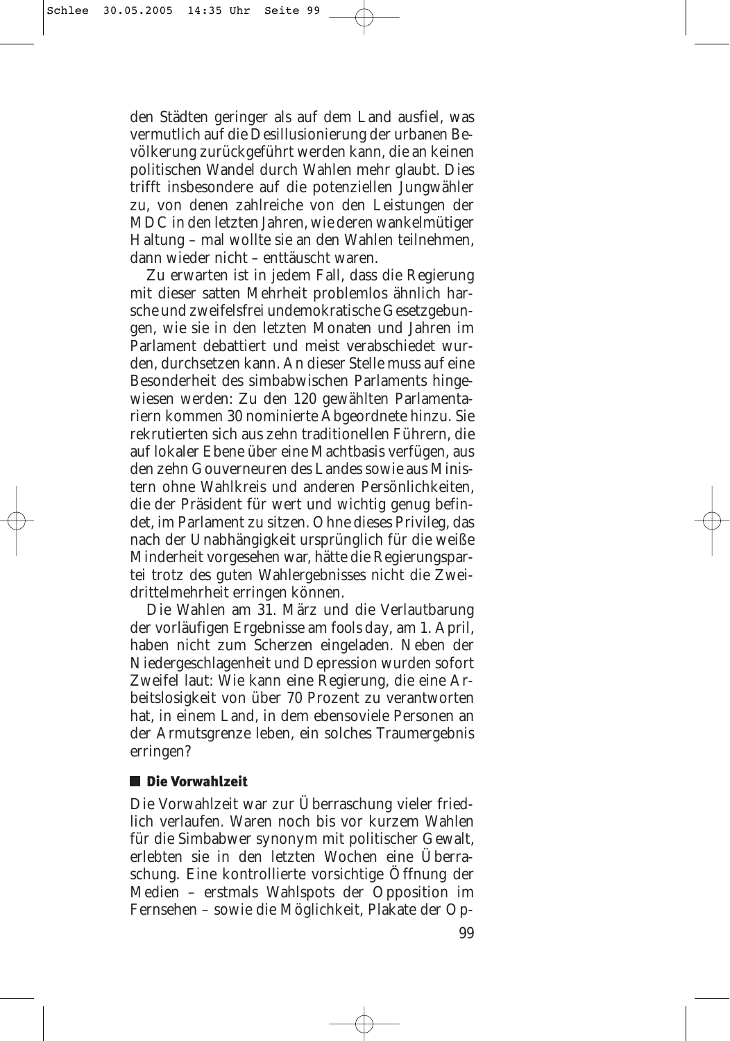den Städten geringer als auf dem Land ausfiel, was vermutlich auf die Desillusionierung der urbanen Bevölkerung zurückgeführt werden kann, die an keinen politischen Wandel durch Wahlen mehr glaubt. Dies trifft insbesondere auf die potenziellen Jungwähler zu, von denen zahlreiche von den Leistungen der MDC in den letzten Jahren, wie deren wankelmütiger Haltung – mal wollte sie an den Wahlen teilnehmen, dann wieder nicht – enttäuscht waren.

Zu erwarten ist in jedem Fall, dass die Regierung mit dieser satten Mehrheit problemlos ähnlich harsche und zweifelsfrei undemokratische Gesetzgebungen, wie sie in den letzten Monaten und Jahren im Parlament debattiert und meist verabschiedet wurden, durchsetzen kann. An dieser Stelle muss auf eine Besonderheit des simbabwischen Parlaments hingewiesen werden: Zu den 120 gewählten Parlamentariern kommen 30 nominierte Abgeordnete hinzu. Sie rekrutierten sich aus zehn traditionellen Führern, die auf lokaler Ebene über eine Machtbasis verfügen, aus den zehn Gouverneuren des Landes sowie aus Ministern ohne Wahlkreis und anderen Persönlichkeiten, die der Präsident für wert und wichtig genug befindet, im Parlament zu sitzen. Ohne dieses Privileg, das nach der Unabhängigkeit ursprünglich für die weiße Minderheit vorgesehen war, hätte die Regierungspartei trotz des guten Wahlergebnisses nicht die Zweidrittelmehrheit erringen können.

Die Wahlen am 31. März und die Verlautbarung der vorläufigen Ergebnisse am fools day, am 1. April, haben nicht zum Scherzen eingeladen. Neben der Niedergeschlagenheit und Depression wurden sofort Zweifel laut: Wie kann eine Regierung, die eine Arbeitslosigkeit von über 70 Prozent zu verantworten hat, in einem Land, in dem ebensoviele Personen an der Armutsgrenze leben, ein solches Traumergebnis erringen?

## Die Vorwahlzeit

Die Vorwahlzeit war zur Überraschung vieler friedlich verlaufen. Waren noch bis vor kurzem Wahlen für die Simbabwer synonym mit politischer Gewalt, erlebten sie in den letzten Wochen eine Überraschung. Eine kontrollierte vorsichtige Öffnung der Medien – erstmals Wahlspots der Opposition im Fernsehen – sowie die Möglichkeit, Plakate der Op-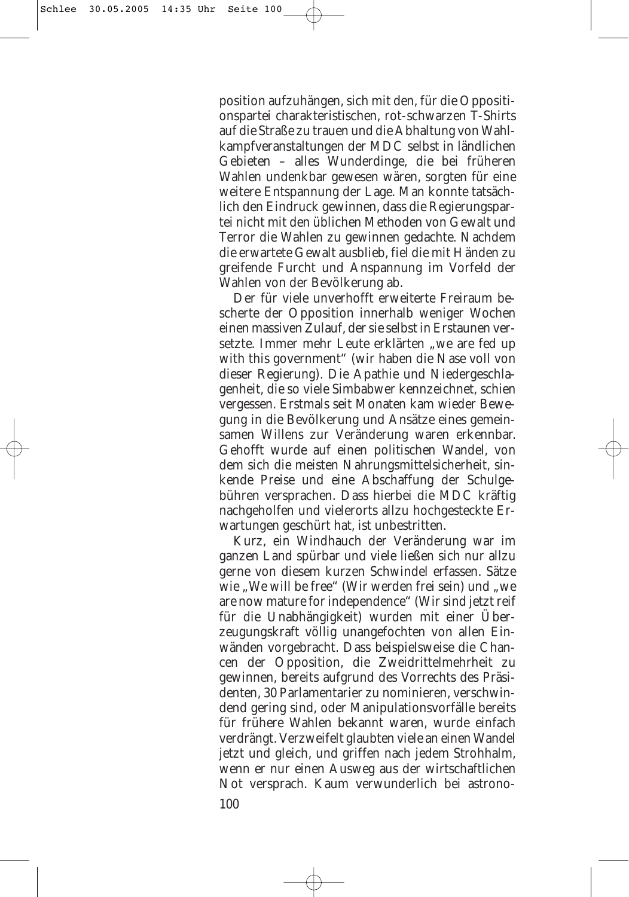position aufzuhängen, sich mit den, für die Oppositionspartei charakteristischen, rot-schwarzen T-Shirts auf die Straße zu trauen und die Abhaltung von Wahlkampfveranstaltungen der MDC selbst in ländlichen Gebieten – alles Wunderdinge, die bei früheren Wahlen undenkbar gewesen wären, sorgten für eine weitere Entspannung der Lage. Man konnte tatsächlich den Eindruck gewinnen, dass die Regierungspartei nicht mit den üblichen Methoden von Gewalt und Terror die Wahlen zu gewinnen gedachte. Nachdem die erwartete Gewalt ausblieb, fiel die mit Händen zu greifende Furcht und Anspannung im Vorfeld der Wahlen von der Bevölkerung ab.

Der für viele unverhofft erweiterte Freiraum bescherte der Opposition innerhalb weniger Wochen einen massiven Zulauf, der sie selbst in Erstaunen versetzte. Immer mehr Leute erklärten „we are fed up with this government" (wir haben die Nase voll von dieser Regierung). Die Apathie und Niedergeschlagenheit, die so viele Simbabwer kennzeichnet, schien vergessen. Erstmals seit Monaten kam wieder Bewegung in die Bevölkerung und Ansätze eines gemeinsamen Willens zur Veränderung waren erkennbar. Gehofft wurde auf einen politischen Wandel, von dem sich die meisten Nahrungsmittelsicherheit, sinkende Preise und eine Abschaffung der Schulgebühren versprachen. Dass hierbei die MDC kräftig nachgeholfen und vielerorts allzu hochgesteckte Erwartungen geschürt hat, ist unbestritten.

Kurz, ein Windhauch der Veränderung war im ganzen Land spürbar und viele ließen sich nur allzu gerne von diesem kurzen Schwindel erfassen. Sätze wie „We will be free" (Wir werden frei sein) und „we are now mature for independence" (Wir sind jetzt reif für die Unabhängigkeit) wurden mit einer Überzeugungskraft völlig unangefochten von allen Einwänden vorgebracht. Dass beispielsweise die Chancen der Opposition, die Zweidrittelmehrheit zu gewinnen, bereits aufgrund des Vorrechts des Präsidenten, 30 Parlamentarier zu nominieren, verschwindend gering sind, oder Manipulationsvorfälle bereits für frühere Wahlen bekannt waren, wurde einfach verdrängt. Verzweifelt glaubten viele an einen Wandel jetzt und gleich, und griffen nach jedem Strohhalm, wenn er nur einen Ausweg aus der wirtschaftlichen Not versprach. Kaum verwunderlich bei astrono-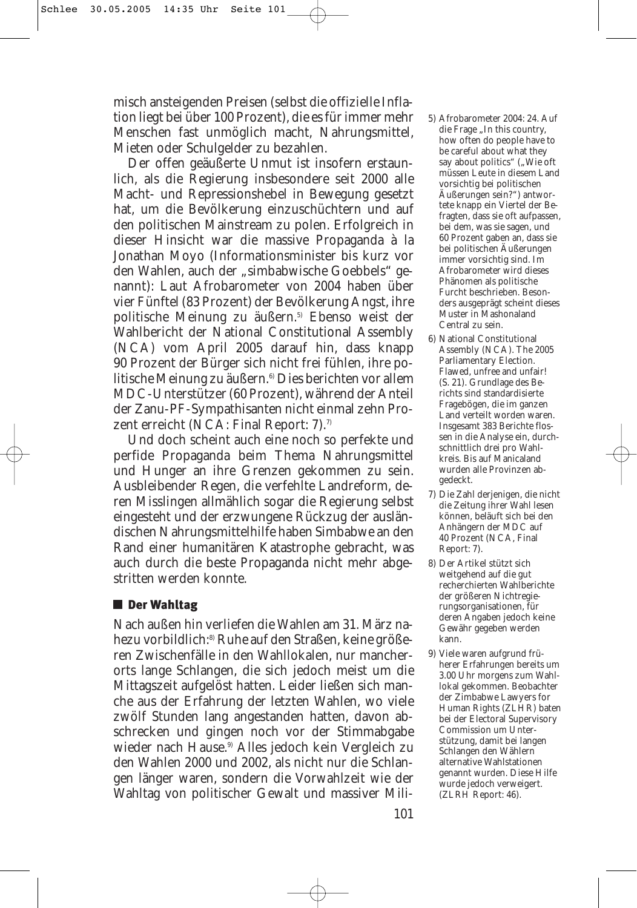misch ansteigenden Preisen (selbst die offizielle Inflation liegt bei über 100 Prozent), die es für immer mehr Menschen fast unmöglich macht, Nahrungsmittel, Mieten oder Schulgelder zu bezahlen.

Der offen geäußerte Unmut ist insofern erstaunlich, als die Regierung insbesondere seit 2000 alle Macht- und Repressionshebel in Bewegung gesetzt hat, um die Bevölkerung einzuschüchtern und auf den politischen Mainstream zu polen. Erfolgreich in dieser Hinsicht war die massive Propaganda à la Jonathan Moyo (Informationsminister bis kurz vor den Wahlen, auch der „simbabwische Goebbels" genannt): Laut Afrobarometer von 2004 haben über vier Fünftel (83 Prozent) der Bevölkerung Angst, ihre politische Meinung zu äußern.[5] Ebenso weist der Wahlbericht der National Constitutional Assembly (NCA) vom April 2005 darauf hin, dass knapp 90 Prozent der Bürger sich nicht frei fühlen, ihre politische Meinung zu äußern.[6] Dies berichten vor allem MDC-Unterstützer (60 Prozent), während der Anteil der Zanu-PF-Sympathisanten nicht einmal zehn Prozent erreicht (NCA: Final Report: 7).[7]

Und doch scheint auch eine noch so perfekte und perfide Propaganda beim Thema Nahrungsmittel und Hunger an ihre Grenzen gekommen zu sein. Ausbleibender Regen, die verfehlte Landreform, deren Misslingen allmählich sogar die Regierung selbst eingesteht und der erzwungene Rückzug der ausländischen Nahrungsmittelhilfe haben Simbabwe an den Rand einer humanitären Katastrophe gebracht, was auch durch die beste Propaganda nicht mehr abgestritten werden konnte.

## Der Wahltag

Nach außen hin verliefen die Wahlen am 31. März nahezu vorbildlich:[8] Ruhe auf den Straßen, keine größeren Zwischenfälle in den Wahllokalen, nur mancherorts lange Schlangen, die sich jedoch meist um die Mittagszeit aufgelöst hatten. Leider ließen sich manche aus der Erfahrung der letzten Wahlen, wo viele zwölf Stunden lang angestanden hatten, davon abschrecken und gingen noch vor der Stimmabgabe wieder nach Hause.[9] Alles jedoch kein Vergleich zu den Wahlen 2000 und 2002, als nicht nur die Schlangen länger waren, sondern die Vorwahlzeit wie der Wahltag von politischer Gewalt und massiver Mili-

5) Afrobarometer 2004: 24. Auf die Frage „In this country, how often do people have to be careful about what they say about politics" („Wie oft müssen Leute in diesem Land vorsichtig bei politischen Äußerungen sein?") antwortete knapp ein Viertel der Befragten, dass sie oft aufpassen, bei dem, was sie sagen, und 60 Prozent gaben an, dass sie bei politischen Äußerungen immer vorsichtig sind. Im Afrobarometer wird dieses Phänomen als politische Furcht beschrieben. Besonders ausgeprägt scheint dieses Muster in Mashonaland Central zu sein.

6) National Constitutional Assembly (NCA). The 2005 Parliamentary Election. Flawed, unfree and unfair! (S. 21). Grundlage des Berichts sind standardisierte Fragebögen, die im ganzen Land verteilt worden waren. Insgesamt 383 Berichte flossen in die Analyse ein, durchschnittlich drei pro Wahlkreis. Bis auf Manicaland wurden alle Provinzen abgedeckt.

7) Die Zahl derjenigen, die nicht die Zeitung ihrer Wahl lesen können, beläuft sich bei den Anhängern der MDC auf 40 Prozent (NCA, Final Report: 7).

8) Der Artikel stützt sich weitgehend auf die gut recherchierten Wahlberichte der größeren Nichtregierungsorganisationen, für deren Angaben jedoch keine Gewähr gegeben werden kann.

9) Viele waren aufgrund früherer Erfahrungen bereits um 3.00 Uhr morgens zum Wahllokal gekommen. Beobachter der Zimbabwe Lawyers for Human Rights (ZLHR) baten bei der Electoral Supervisory Commission um Unterstützung, damit bei langen Schlangen den Wählern alternative Wahlstationen genannt wurden. Diese Hilfe wurde jedoch verweigert. (ZLRH Report: 46).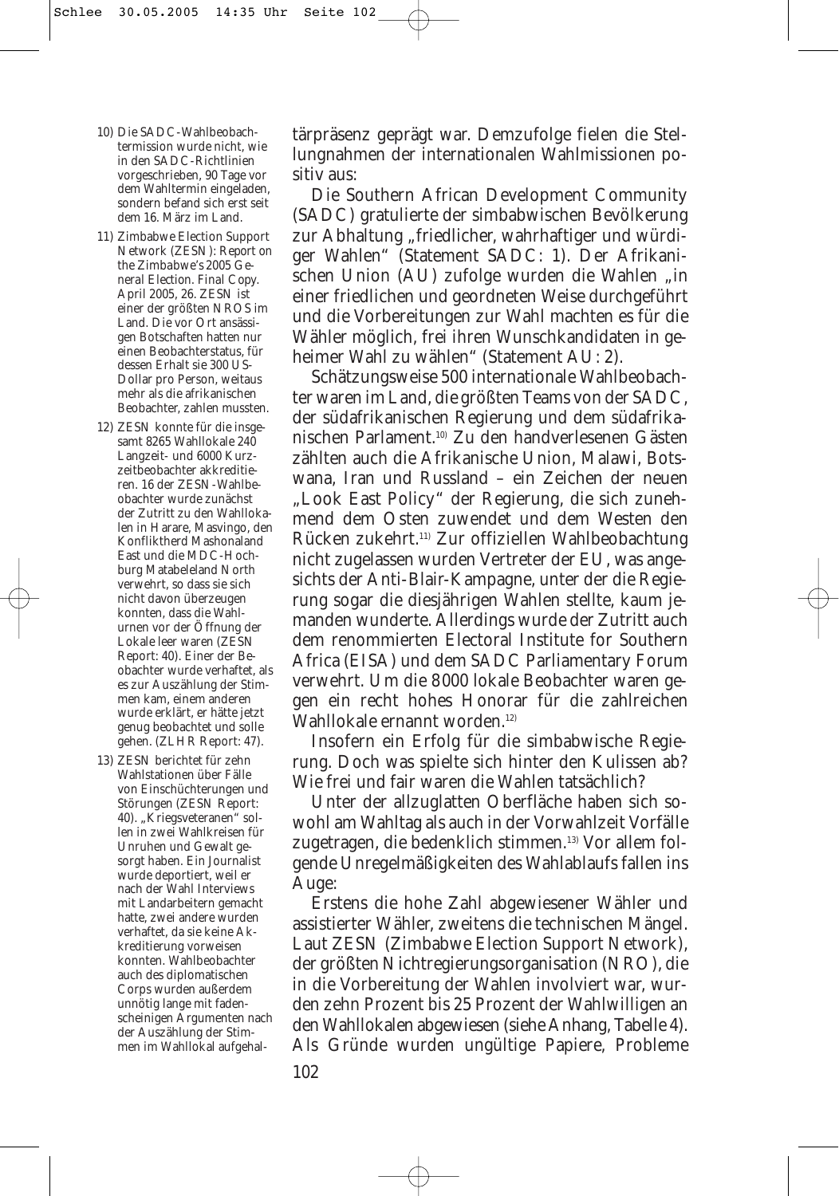tärpräsenz geprägt war. Demzufolge fielen die Stellungnahmen der internationalen Wahlmissionen positiv aus:

Die Southern African Development Community (SADC) gratulierte der simbabwischen Bevölkerung zur Abhaltung „friedlicher, wahrhaftiger und würdiger Wahlen" (Statement SADC: 1). Der Afrikanischen Union (AU) zufolge wurden die Wahlen „in einer friedlichen und geordneten Weise durchgeführt und die Vorbereitungen zur Wahl machten es für die Wähler möglich, frei ihren Wunschkandidaten in geheimer Wahl zu wählen" (Statement AU: 2).

Schätzungsweise 500 internationale Wahlbeobachter waren im Land, die größten Teams von der SADC, der südafrikanischen Regierung und dem südafrikanischen Parlament.[10] Zu den handverlesenen Gästen zählten auch die Afrikanische Union, Malawi, Botswana, Iran und Russland – ein Zeichen der neuen „Look East Policy" der Regierung, die sich zunehmend dem Osten zuwendet und dem Westen den Rücken zukehrt.[11] Zur offiziellen Wahlbeobachtung nicht zugelassen wurden Vertreter der EU, was angesichts der Anti-Blair-Kampagne, unter der die Regierung sogar die diesjährigen Wahlen stellte, kaum jemanden wunderte. Allerdings wurde der Zutritt auch dem renommierten Electoral Institute for Southern Africa (EISA) und dem SADC Parliamentary Forum verwehrt. Um die 8000 lokale Beobachter waren gegen ein recht hohes Honorar für die zahlreichen Wahllokale ernannt worden.[12]

Insofern ein Erfolg für die simbabwische Regierung. Doch was spielte sich hinter den Kulissen ab? Wie frei und fair waren die Wahlen tatsächlich?

Unter der allzuglatten Oberfläche haben sich sowohl am Wahltag als auch in der Vorwahlzeit Vorfälle zugetragen, die bedenklich stimmen.[13] Vor allem folgende Unregelmäßigkeiten des Wahlablaufs fallen ins Auge:

Erstens die hohe Zahl abgewiesener Wähler und assistierter Wähler, zweitens die technischen Mängel. Laut ZESN (Zimbabwe Election Support Network), der größten Nichtregierungsorganisation (NRO), die in die Vorbereitung der Wahlen involviert war, wurden zehn Prozent bis 25 Prozent der Wahlwilligen an den Wahllokalen abgewiesen (siehe Anhang, Tabelle 4). Als Gründe wurden ungültige Papiere, Probleme

---

10) Die SADC-Wahlbeobachtermission wurde nicht, wie in den SADC-Richtlinien vorgeschrieben, 90 Tage vor dem Wahltermin eingeladen, sondern befand sich erst seit dem 16. März im Land.

11) Zimbabwe Election Support Network (ZESN): Report on the Zimbabwe's 2005 General Election. Final Copy. April 2005, 26. ZESN ist einer der größten NROS im Land. Die vor Ort ansässigen Botschaften hatten nur einen Beobachterstatus, für dessen Erhalt sie 300 US-Dollar pro Person, weitaus mehr als die afrikanischen Beobachter, zahlen mussten.

12) ZESN konnte für die insgesamt 8265 Wahllokale 240 Langzeit- und 6000 Kurzzeitbeobachter akkreditieren. 16 der ZESN-Wahlbeobachter wurde zunächst der Zutritt zu den Wahllokalen in Harare, Masvingo, den Konfliktherd Mashonaland East und die MDC-Hochburg Matabeleland North verwehrt, so dass sie sich nicht davon überzeugen konnten, dass die Wahlurnen vor der Öffnung der Lokale leer waren (ZESN Report: 40). Einer der Beobachter wurde verhaftet, als es zur Auszählung der Stimmen kam, einem anderen wurde erklärt, er hätte jetzt genug beobachtet und solle gehen. (ZLHR Report: 47).

13) ZESN berichtet für zehn Wahlstationen über Fälle von Einschüchterungen und Störungen (ZESN Report: 40). „Kriegsveteranen" sollen in zwei Wahlkreisen für Unruhen und Gewalt gesorgt haben. Ein Journalist wurde deportiert, weil er nach der Wahl Interviews mit Landarbeitern gemacht hatte, zwei andere wurden verhaftet, da sie keine Akkreditierung vorweisen konnten. Wahlbeobachter auch des diplomatischen Corps wurden außerdem unnötig lange mit fadenscheinigen Argumenten nach der Auszählung der Stimmen im Wahllokal aufgehal-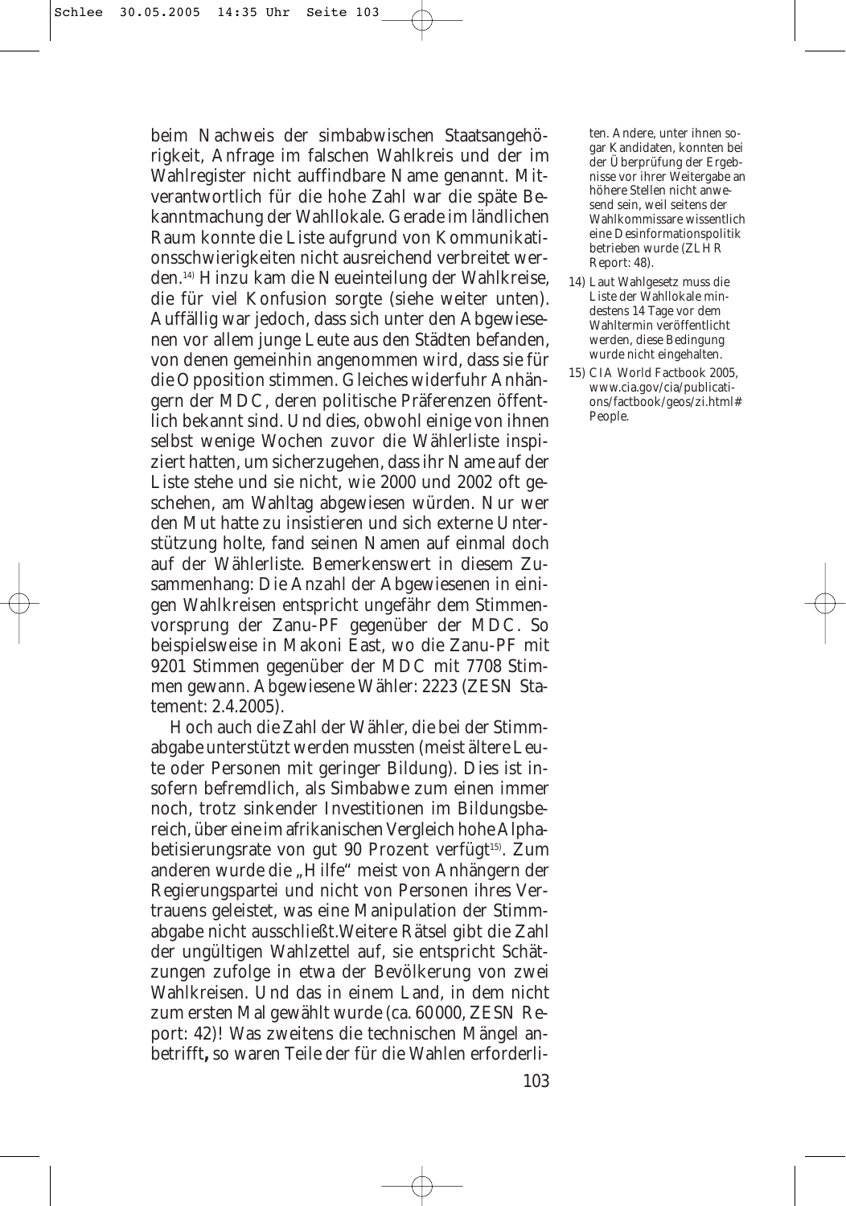beim Nachweis der simbabwischen Staatsangehörigkeit, Anfrage im falschen Wahlkreis und der im Wahlregister nicht auffindbare Name genannt. Mitverantwortlich für die hohe Zahl war die späte Bekanntmachung der Wahllokale. Gerade im ländlichen Raum konnte die Liste aufgrund von Kommunikationsschwierigkeiten nicht ausreichend verbreitet werden.[14] Hinzu kam die Neueinteilung der Wahlkreise, die für viel Konfusion sorgte (siehe weiter unten). Auffällig war jedoch, dass sich unter den Abgewiesenen vor allem junge Leute aus den Städten befanden, von denen gemeinhin angenommen wird, dass sie für die Opposition stimmen. Gleiches widerfuhr Anhängern der MDC, deren politische Präferenzen öffentlich bekannt sind. Und dies, obwohl einige von ihnen selbst wenige Wochen zuvor die Wählerliste inspiziert hatten, um sicherzugehen, dass ihr Name auf der Liste stehe und sie nicht, wie 2000 und 2002 oft geschehen, am Wahltag abgewiesen würden. Nur wer den Mut hatte zu insistieren und sich externe Unterstützung holte, fand seinen Namen auf einmal doch auf der Wählerliste. Bemerkenswert in diesem Zusammenhang: Die Anzahl der Abgewiesenen in einigen Wahlkreisen entspricht ungefähr dem Stimmenvorsprung der Zanu-PF gegenüber der MDC. So beispielsweise in Makoni East, wo die Zanu-PF mit 9201 Stimmen gegenüber der MDC mit 7708 Stimmen gewann. Abgewiesene Wähler: 2223 (ZESN Statement: 2.4.2005).

Hoch auch die Zahl der Wähler, die bei der Stimmabgabe unterstützt werden mussten (meist ältere Leute oder Personen mit geringer Bildung). Dies ist insofern befremdlich, als Simbabwe zum einen immer noch, trotz sinkender Investitionen im Bildungsbereich, über eine im afrikanischen Vergleich hohe Alphabetisierungsrate von gut 90 Prozent verfügt[15]. Zum anderen wurde die „Hilfe" meist von Anhängern der Regierungspartei und nicht von Personen ihres Vertrauens geleistet, was eine Manipulation der Stimmabgabe nicht ausschließt.Weitere Rätsel gibt die Zahl der ungültigen Wahlzettel auf, sie entspricht Schätzungen zufolge in etwa der Bevölkerung von zwei Wahlkreisen. Und das in einem Land, in dem nicht zum ersten Mal gewählt wurde (ca. 60000, ZESN Report: 42)! Was zweitens die technischen Mängel anbetrifft**,** so waren Teile der für die Wahlen erforderli-

ten. Andere, unter ihnen sogar Kandidaten, konnten bei der Überprüfung der Ergebnisse vor ihrer Weitergabe an höhere Stellen nicht anwesend sein, weil seitens der Wahlkommissare wissentlich eine Desinformationspolitik betrieben wurde (ZLHR Report: 48).

14) Laut Wahlgesetz muss die Liste der Wahllokale mindestens 14 Tage vor dem Wahltermin veröffentlicht werden, diese Bedingung wurde nicht eingehalten.

15) CIA World Factbook 2005, www.cia.gov/cia/publications/factbook/geos/zi.html#People.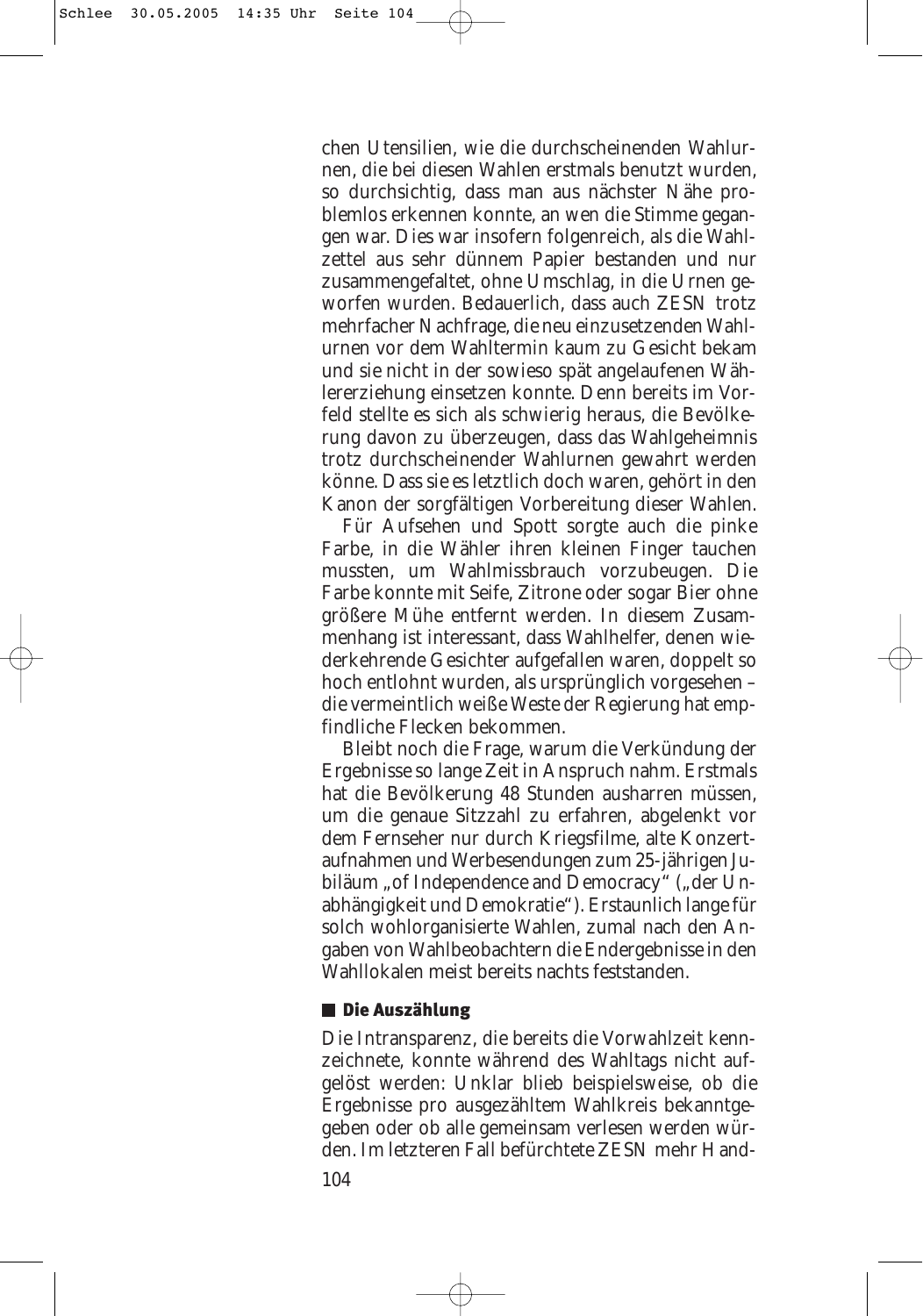chen Utensilien, wie die durchscheinenden Wahlurnen, die bei diesen Wahlen erstmals benutzt wurden, so durchsichtig, dass man aus nächster Nähe problemlos erkennen konnte, an wen die Stimme gegangen war. Dies war insofern folgenreich, als die Wahlzettel aus sehr dünnem Papier bestanden und nur zusammengefaltet, ohne Umschlag, in die Urnen geworfen wurden. Bedauerlich, dass auch ZESN trotz mehrfacher Nachfrage, die neu einzusetzenden Wahlurnen vor dem Wahltermin kaum zu Gesicht bekam und sie nicht in der sowieso spät angelaufenen Wählererziehung einsetzen konnte. Denn bereits im Vorfeld stellte es sich als schwierig heraus, die Bevölkerung davon zu überzeugen, dass das Wahlgeheimnis trotz durchscheinender Wahlurnen gewahrt werden könne. Dass sie es letztlich doch waren, gehört in den Kanon der sorgfältigen Vorbereitung dieser Wahlen.

Für Aufsehen und Spott sorgte auch die pinke Farbe, in die Wähler ihren kleinen Finger tauchen mussten, um Wahlmissbrauch vorzubeugen. Die Farbe konnte mit Seife, Zitrone oder sogar Bier ohne größere Mühe entfernt werden. In diesem Zusammenhang ist interessant, dass Wahlhelfer, denen wiederkehrende Gesichter aufgefallen waren, doppelt so hoch entlohnt wurden, als ursprünglich vorgesehen – die vermeintlich weiße Weste der Regierung hat empfindliche Flecken bekommen.

Bleibt noch die Frage, warum die Verkündung der Ergebnisse so lange Zeit in Anspruch nahm. Erstmals hat die Bevölkerung 48 Stunden ausharren müssen, um die genaue Sitzzahl zu erfahren, abgelenkt vor dem Fernseher nur durch Kriegsfilme, alte Konzertaufnahmen und Werbesendungen zum 25-jährigen Jubiläum „of Independence and Democracy" („der Unabhängigkeit und Demokratie"). Erstaunlich lange für solch wohlorganisierte Wahlen, zumal nach den Angaben von Wahlbeobachtern die Endergebnisse in den Wahllokalen meist bereits nachts feststanden.

## Die Auszählung

Die Intransparenz, die bereits die Vorwahlzeit kennzeichnete, konnte während des Wahltags nicht aufgelöst werden: Unklar blieb beispielsweise, ob die Ergebnisse pro ausgezähltem Wahlkreis bekanntgegeben oder ob alle gemeinsam verlesen werden würden. Im letzteren Fall befürchtete ZESN mehr Hand-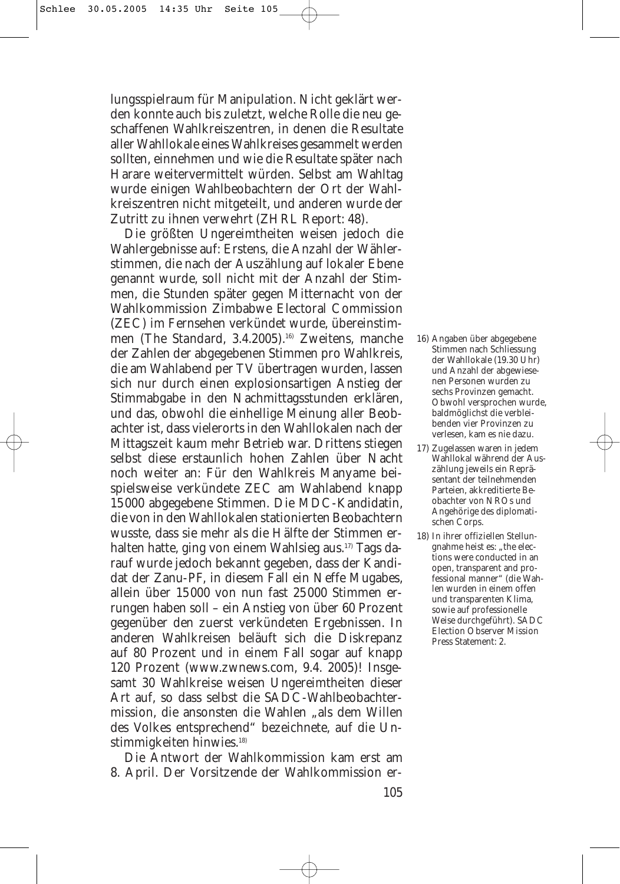lungsspielraum für Manipulation. Nicht geklärt werden konnte auch bis zuletzt, welche Rolle die neu geschaffenen Wahlkreiszentren, in denen die Resultate aller Wahllokale eines Wahlkreises gesammelt werden sollten, einnehmen und wie die Resultate später nach Harare weitervermittelt würden. Selbst am Wahltag wurde einigen Wahlbeobachtern der Ort der Wahlkreiszentren nicht mitgeteilt, und anderen wurde der Zutritt zu ihnen verwehrt (ZHRL Report: 48).

Die größten Ungereimtheiten weisen jedoch die Wahlergebnisse auf: Erstens, die Anzahl der Wählerstimmen, die nach der Auszählung auf lokaler Ebene genannt wurde, soll nicht mit der Anzahl der Stimmen, die Stunden später gegen Mitternacht von der Wahlkommission Zimbabwe Electoral Commission (ZEC) im Fernsehen verkündet wurde, übereinstimmen (The Standard, 3.4.2005).[16] Zweitens, manche der Zahlen der abgegebenen Stimmen pro Wahlkreis, die am Wahlabend per TV übertragen wurden, lassen sich nur durch einen explosionsartigen Anstieg der Stimmabgabe in den Nachmittagsstunden erklären, und das, obwohl die einhellige Meinung aller Beobachter ist, dass vielerorts in den Wahllokalen nach der Mittagszeit kaum mehr Betrieb war. Drittens stiegen selbst diese erstaunlich hohen Zahlen über Nacht noch weiter an: Für den Wahlkreis Manyame beispielsweise verkündete ZEC am Wahlabend knapp 15000 abgegebene Stimmen. Die MDC-Kandidatin, die von in den Wahllokalen stationierten Beobachtern wusste, dass sie mehr als die Hälfte der Stimmen erhalten hatte, ging von einem Wahlsieg aus.[17] Tags darauf wurde jedoch bekannt gegeben, dass der Kandidat der Zanu-PF, in diesem Fall ein Neffe Mugabes, allein über 15000 von nun fast 25000 Stimmen errungen haben soll – ein Anstieg von über 60 Prozent gegenüber den zuerst verkündeten Ergebnissen. In anderen Wahlkreisen beläuft sich die Diskrepanz auf 80 Prozent und in einem Fall sogar auf knapp 120 Prozent (www.zwnews.com, 9.4. 2005)! Insgesamt 30 Wahlkreise weisen Ungereimtheiten dieser Art auf, so dass selbst die SADC-Wahlbeobachtermission, die ansonsten die Wahlen „als dem Willen des Volkes entsprechend" bezeichnete, auf die Unstimmigkeiten hinwies.[18]

Die Antwort der Wahlkommission kam erst am 8. April. Der Vorsitzende der Wahlkommission er-

16) Angaben über abgegebene Stimmen nach Schliessung der Wahllokale (19.30 Uhr) und Anzahl der abgewiesenen Personen wurden zu sechs Provinzen gemacht. Obwohl versprochen wurde, baldmöglichst die verbleibenden vier Provinzen zu verlesen, kam es nie dazu.

17) Zugelassen waren in jedem Wahllokal während der Auszählung jeweils ein Repräsentant der teilnehmenden Parteien, akkreditierte Beobachter von NROs und Angehörige des diplomatischen Corps.

18) In ihrer offiziellen Stellungnahme heist es: „the elections were conducted in an open, transparent and professional manner" (die Wahlen wurden in einem offen und transparenten Klima, sowie auf professionelle Weise durchgeführt). SADC Election Observer Mission Press Statement: 2.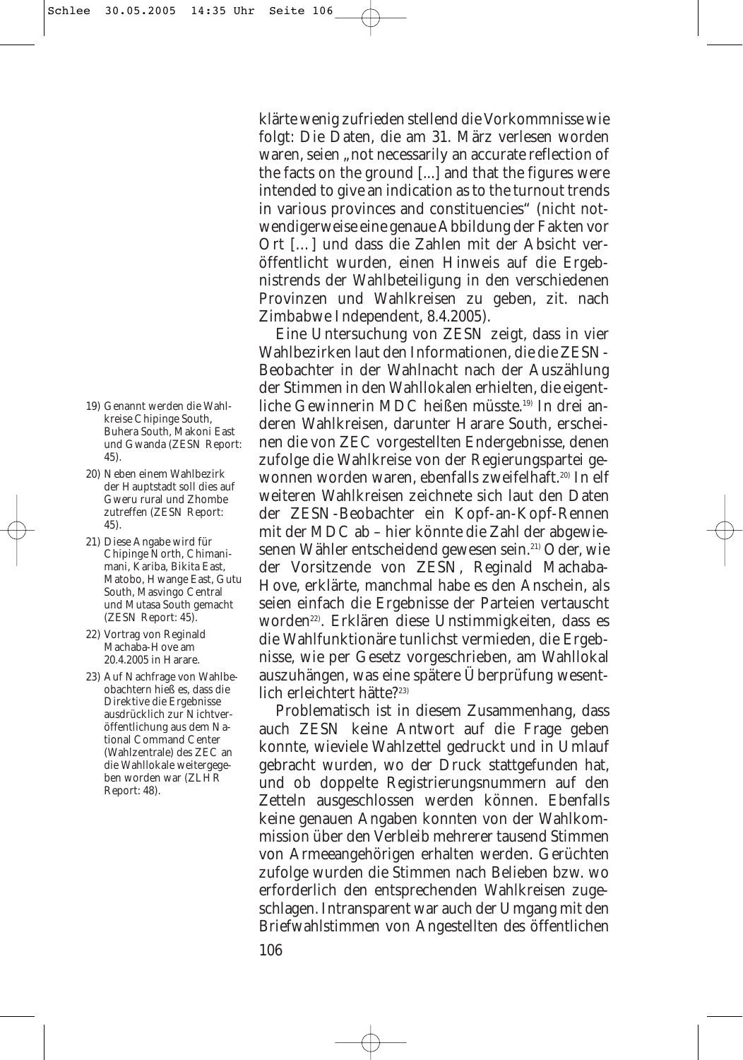klärte wenig zufrieden stellend die Vorkommnisse wie folgt: Die Daten, die am 31. März verlesen worden waren, seien „not necessarily an accurate reflection of the facts on the ground [...] and that the figures were intended to give an indication as to the turnout trends in various provinces and constituencies" (nicht notwendigerweise eine genaue Abbildung der Fakten vor Ort [...] und dass die Zahlen mit der Absicht veröffentlicht wurden, einen Hinweis auf die Ergebnistrends der Wahlbeteiligung in den verschiedenen Provinzen und Wahlkreisen zu geben, zit. nach Zimbabwe Independent, 8.4.2005).

Eine Untersuchung von ZESN zeigt, dass in vier Wahlbezirken laut den Informationen, die die ZESN-Beobachter in der Wahlnacht nach der Auszählung der Stimmen in den Wahllokalen erhielten, die eigentliche Gewinnerin MDC heißen müsste.[19] In drei anderen Wahlkreisen, darunter Harare South, erscheinen die von ZEC vorgestellten Endergebnisse, denen zufolge die Wahlkreise von der Regierungspartei gewonnen worden waren, ebenfalls zweifelhaft.[20] In elf weiteren Wahlkreisen zeichnete sich laut den Daten der ZESN-Beobachter ein Kopf-an-Kopf-Rennen mit der MDC ab – hier könnte die Zahl der abgewiesenen Wähler entscheidend gewesen sein.[21] Oder, wie der Vorsitzende von ZESN, Reginald Machaba-Hove, erklärte, manchmal habe es den Anschein, als seien einfach die Ergebnisse der Parteien vertauscht worden[22]. Erklären diese Unstimmigkeiten, dass es die Wahlfunktionäre tunlichst vermieden, die Ergebnisse, wie per Gesetz vorgeschrieben, am Wahllokal auszuhängen, was eine spätere Überprüfung wesentlich erleichtert hätte?[23]

Problematisch ist in diesem Zusammenhang, dass auch ZESN keine Antwort auf die Frage geben konnte, wieviele Wahlzettel gedruckt und in Umlauf gebracht wurden, wo der Druck stattgefunden hat, und ob doppelte Registrierungsnummern auf den Zetteln ausgeschlossen werden können. Ebenfalls keine genauen Angaben konnten von der Wahlkommission über den Verbleib mehrerer tausend Stimmen von Armeeangehörigen erhalten werden. Gerüchten zufolge wurden die Stimmen nach Belieben bzw. wo erforderlich den entsprechenden Wahlkreisen zugeschlagen. Intransparent war auch der Umgang mit den Briefwahlstimmen von Angestellten des öffentlichen

---

19) Genannt werden die Wahlkreise Chipinge South, Buhera South, Makoni East und Gwanda (ZESN Report: 45).

20) Neben einem Wahlbezirk der Hauptstadt soll dies auf Gweru rural und Zhombe zutreffen (ZESN Report: 45).

21) Diese Angabe wird für Chipinge North, Chimanimani, Kariba, Bikita East, Matobo, Hwange East, Gutu South, Masvingo Central und Mutasa South gemacht (ZESN Report: 45).

22) Vortrag von Reginald Machaba-Hove am 20.4.2005 in Harare.

23) Auf Nachfrage von Wahlbeobachtern hieß es, dass die Direktive die Ergebnisse ausdrücklich zur Nichtveröffentlichung aus dem National Command Center (Wahlzentrale) des ZEC an die Wahllokale weitergegeben worden war (ZLHR Report: 48).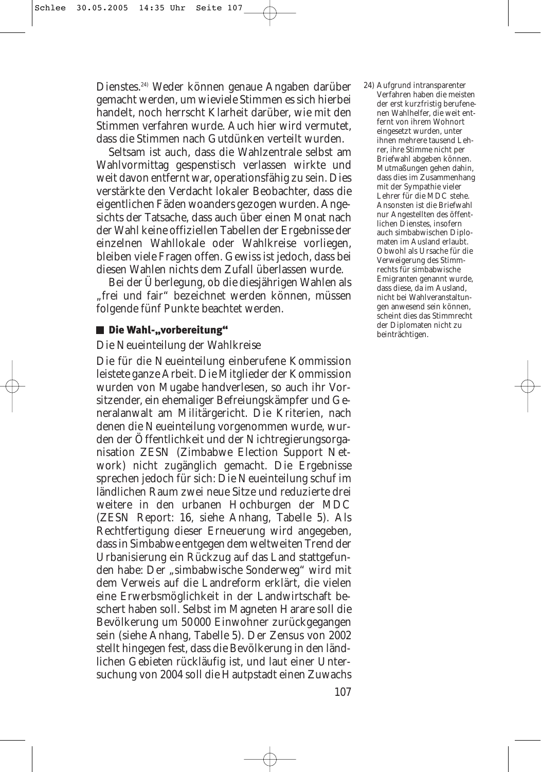Dienstes.[24] Weder können genaue Angaben darüber gemacht werden, um wieviele Stimmen es sich hierbei handelt, noch herrscht Klarheit darüber, wie mit den Stimmen verfahren wurde. Auch hier wird vermutet, dass die Stimmen nach Gutdünken verteilt wurden.

Seltsam ist auch, dass die Wahlzentrale selbst am Wahlvormittag gespenstisch verlassen wirkte und weit davon entfernt war, operationsfähig zu sein. Dies verstärkte den Verdacht lokaler Beobachter, dass die eigentlichen Fäden woanders gezogen wurden. Angesichts der Tatsache, dass auch über einen Monat nach der Wahl keine offiziellen Tabellen der Ergebnisse der einzelnen Wahllokale oder Wahlkreise vorliegen, bleiben viele Fragen offen. Gewiss ist jedoch, dass bei diesen Wahlen nichts dem Zufall überlassen wurde.

Bei der Überlegung, ob die diesjährigen Wahlen als „frei und fair" bezeichnet werden können, müssen folgende fünf Punkte beachtet werden.

## Die Wahl-„vorbereitung"

Die Neueinteilung der Wahlkreise

Die für die Neueinteilung einberufene Kommission leistete ganze Arbeit. Die Mitglieder der Kommission wurden von Mugabe handverlesen, so auch ihr Vorsitzender, ein ehemaliger Befreiungskämpfer und Generalanwalt am Militärgericht. Die Kriterien, nach denen die Neueinteilung vorgenommen wurde, wurden der Öffentlichkeit und der Nichtregierungsorganisation ZESN (Zimbabwe Election Support Network) nicht zugänglich gemacht. Die Ergebnisse sprechen jedoch für sich: Die Neueinteilung schuf im ländlichen Raum zwei neue Sitze und reduzierte drei weitere in den urbanen Hochburgen der MDC (ZESN Report: 16, siehe Anhang, Tabelle 5). Als Rechtfertigung dieser Erneuerung wird angegeben, dass in Simbabwe entgegen dem weltweiten Trend der Urbanisierung ein Rückzug auf das Land stattgefunden habe: Der „simbabwische Sonderweg" wird mit dem Verweis auf die Landreform erklärt, die vielen eine Erwerbsmöglichkeit in der Landwirtschaft beschert haben soll. Selbst im Magneten Harare soll die Bevölkerung um 50 000 Einwohner zurückgegangen sein (siehe Anhang, Tabelle 5). Der Zensus von 2002 stellt hingegen fest, dass die Bevölkerung in den ländlichen Gebieten rückläufig ist, und laut einer Untersuchung von 2004 soll die Hauptstadt einen Zuwachs

24) Aufgrund intransparenter Verfahren haben die meisten der erst kurzfristig berufenenen Wahlhelfer, die weit entfernt von ihrem Wohnort eingesetzt wurden, unter ihnen mehrere tausend Lehrer, ihre Stimme nicht per Briefwahl abgeben können. Mutmaßungen gehen dahin, dass dies im Zusammenhang mit der Sympathie vieler Lehrer für die MDC stehe. Ansonsten ist die Briefwahl nur Angestellten des öffentlichen Dienstes, insofern auch simbabwischen Diplomaten im Ausland erlaubt. Obwohl als Ursache für die Verweigerung des Stimmrechts für simbabwische Emigranten genannt wurde, dass diese, da im Ausland, nicht bei Wahlveranstaltungen anwesend sein können, scheint dies das Stimmrecht der Diplomaten nicht zu beinträchtigen.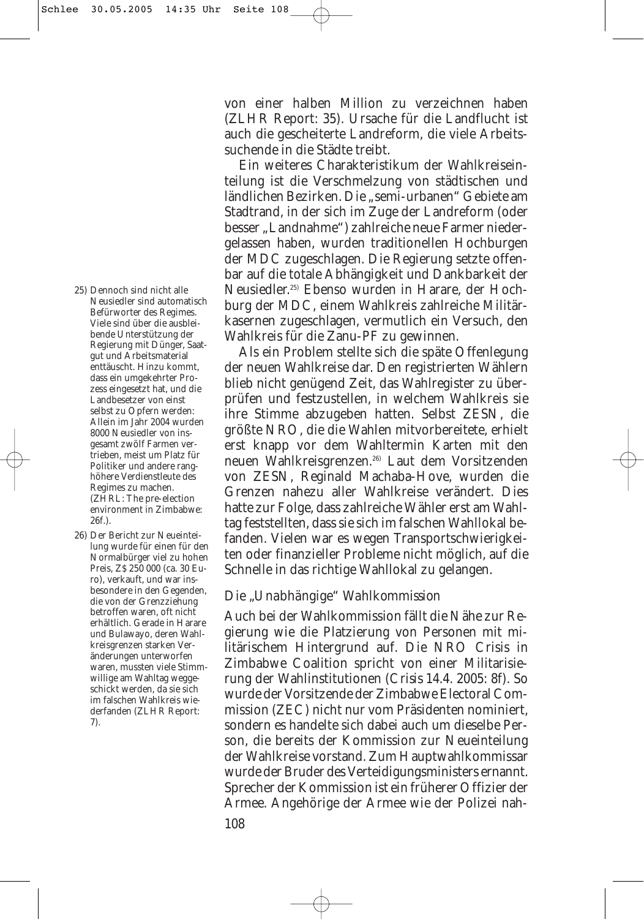von einer halben Million zu verzeichnen haben (ZLHR Report: 35). Ursache für die Landflucht ist auch die gescheiterte Landreform, die viele Arbeitssuchende in die Städte treibt.

Ein weiteres Charakteristikum der Wahlkreiseinteilung ist die Verschmelzung von städtischen und ländlichen Bezirken. Die „semi-urbanen" Gebiete am Stadtrand, in der sich im Zuge der Landreform (oder besser „Landnahme") zahlreiche neue Farmer niedergelassen haben, wurden traditionellen Hochburgen der MDC zugeschlagen. Die Regierung setzte offenbar auf die totale Abhängigkeit und Dankbarkeit der Neusiedler.[25] Ebenso wurden in Harare, der Hochburg der MDC, einem Wahlkreis zahlreiche Militärkasernen zugeschlagen, vermutlich ein Versuch, den Wahlkreis für die Zanu-PF zu gewinnen.

Als ein Problem stellte sich die späte Offenlegung der neuen Wahlkreise dar. Den registrierten Wählern blieb nicht genügend Zeit, das Wahlregister zu überprüfen und festzustellen, in welchem Wahlkreis sie ihre Stimme abzugeben hatten. Selbst ZESN, die größte NRO, die die Wahlen mitvorbereitete, erhielt erst knapp vor dem Wahltermin Karten mit den neuen Wahlkreisgrenzen.[26] Laut dem Vorsitzenden von ZESN, Reginald Machaba-Hove, wurden die Grenzen nahezu aller Wahlkreise verändert. Dies hatte zur Folge, dass zahlreiche Wähler erst am Wahltag feststellten, dass sie sich im falschen Wahllokal befanden. Vielen war es wegen Transportschwierigkeiten oder finanzieller Probleme nicht möglich, auf die Schnelle in das richtige Wahllokal zu gelangen.

## Die „Unabhängige" Wahlkommission

Auch bei der Wahlkommission fällt die Nähe zur Regierung wie die Platzierung von Personen mit militärischem Hintergrund auf. Die NRO Crisis in Zimbabwe Coalition spricht von einer Militarisierung der Wahlinstitutionen (Crisis 14.4. 2005: 8f). So wurde der Vorsitzende der Zimbabwe Electoral Commission (ZEC) nicht nur vom Präsidenten nominiert, sondern es handelte sich dabei auch um dieselbe Person, die bereits der Kommission zur Neueinteilung der Wahlkreise vorstand. Zum Hauptwahlkommissar wurde der Bruder des Verteidigungsministers ernannt. Sprecher der Kommission ist ein früherer Offizier der Armee. Angehörige der Armee wie der Polizei nah-

---

25) Dennoch sind nicht alle Neusiedler sind automatisch Befürworter des Regimes. Viele sind über die ausbleibende Unterstützung der Regierung mit Dünger, Saatgut und Arbeitsmaterial enttäuscht. Hinzu kommt, dass ein umgekehrter Prozess eingesetzt hat, und die Landbesetzer von einst selbst zu Opfern werden: Allein im Jahr 2004 wurden 8000 Neusiedler von insgesamt zwölf Farmen vertrieben, meist um Platz für Politiker und andere ranghöhere Verdienstleute des Regimes zu machen. (ZHRL: The pre-election environment in Zimbabwe: 26f.).

26) Der Bericht zur Neueinteilung wurde für einen für den Normalbürger viel zu hohen Preis, Z$ 250 000 (ca. 30 Euro), verkauft, und war insbesondere in den Gegenden, die von der Grenzziehung betroffen waren, oft nicht erhältlich. Gerade in Harare und Bulawayo, deren Wahlkreisgrenzen starken Veränderungen unterworfen waren, mussten viele Stimmwillige am Wahltag weggeschickt werden, da sie sich im falschen Wahlkreis wiederfanden (ZLHR Report: 7).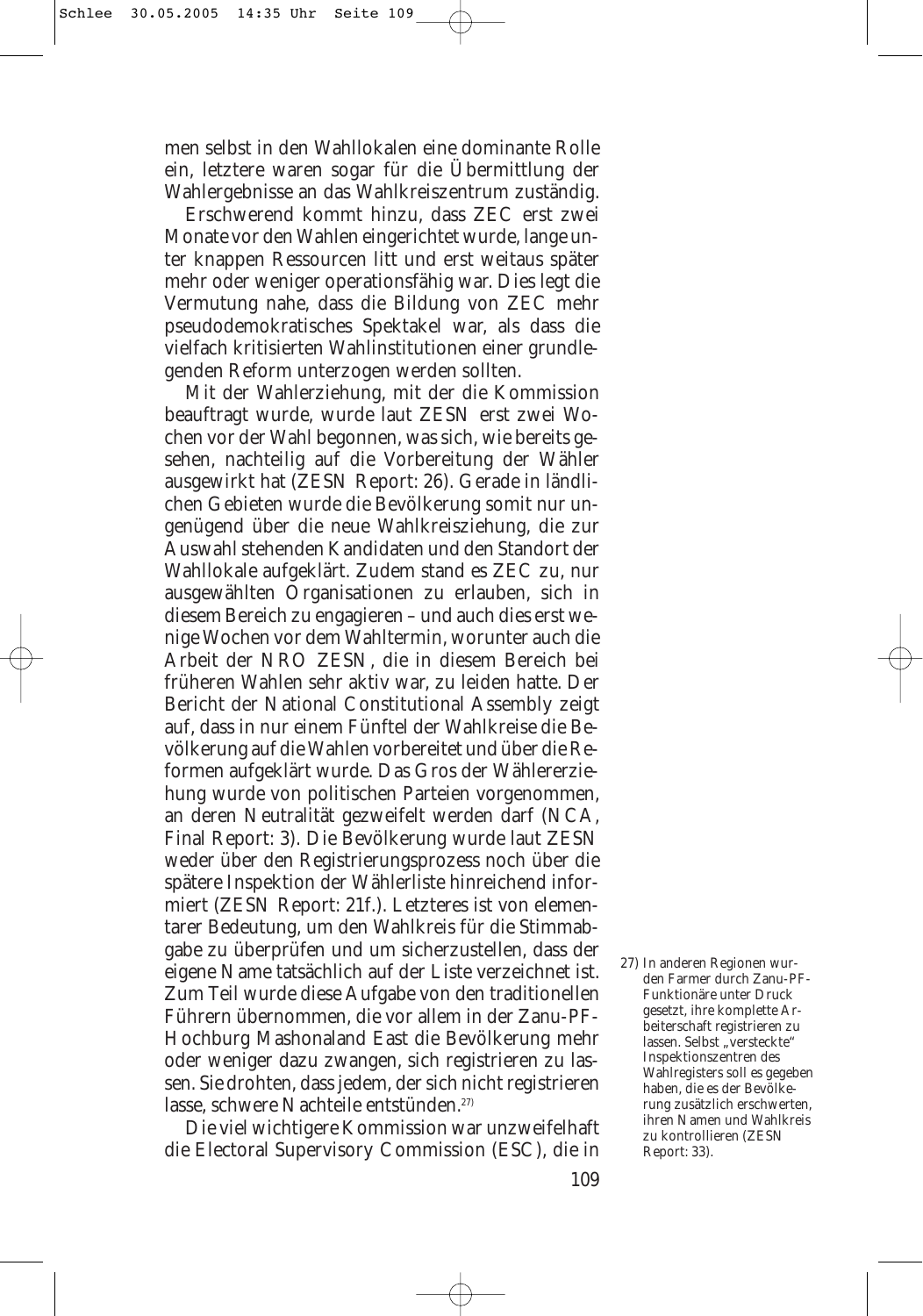men selbst in den Wahllokalen eine dominante Rolle ein, letztere waren sogar für die Übermittlung der Wahlergebnisse an das Wahlkreiszentrum zuständig.

Erschwerend kommt hinzu, dass ZEC erst zwei Monate vor den Wahlen eingerichtet wurde, lange unter knappen Ressourcen litt und erst weitaus später mehr oder weniger operationsfähig war. Dies legt die Vermutung nahe, dass die Bildung von ZEC mehr pseudodemokratisches Spektakel war, als dass die vielfach kritisierten Wahlinstitutionen einer grundlegenden Reform unterzogen werden sollten.

Mit der Wahlerziehung, mit der die Kommission beauftragt wurde, wurde laut ZESN erst zwei Wochen vor der Wahl begonnen, was sich, wie bereits gesehen, nachteilig auf die Vorbereitung der Wähler ausgewirkt hat (ZESN Report: 26). Gerade in ländlichen Gebieten wurde die Bevölkerung somit nur ungenügend über die neue Wahlkreisziehung, die zur Auswahl stehenden Kandidaten und den Standort der Wahllokale aufgeklärt. Zudem stand es ZEC zu, nur ausgewählten Organisationen zu erlauben, sich in diesem Bereich zu engagieren – und auch dies erst wenige Wochen vor dem Wahltermin, worunter auch die Arbeit der NRO ZESN, die in diesem Bereich bei früheren Wahlen sehr aktiv war, zu leiden hatte. Der Bericht der National Constitutional Assembly zeigt auf, dass in nur einem Fünftel der Wahlkreise die Bevölkerung auf die Wahlen vorbereitet und über die Reformen aufgeklärt wurde. Das Gros der Wählererziehung wurde von politischen Parteien vorgenommen, an deren Neutralität gezweifelt werden darf (NCA, Final Report: 3). Die Bevölkerung wurde laut ZESN weder über den Registrierungsprozess noch über die spätere Inspektion der Wählerliste hinreichend informiert (ZESN Report: 21f.). Letzteres ist von elementarer Bedeutung, um den Wahlkreis für die Stimmabgabe zu überprüfen und um sicherzustellen, dass der eigene Name tatsächlich auf der Liste verzeichnet ist. Zum Teil wurde diese Aufgabe von den traditionellen Führern übernommen, die vor allem in der Zanu-PF-Hochburg Mashonaland East die Bevölkerung mehr oder weniger dazu zwangen, sich registrieren zu lassen. Sie drohten, dass jedem, der sich nicht registrieren lasse, schwere Nachteile entstünden.[27]

Die viel wichtigere Kommission war unzweifelhaft die Electoral Supervisory Commission (ESC), die in

27) In anderen Regionen wurden Farmer durch Zanu-PF-Funktionäre unter Druck gesetzt, ihre komplette Arbeiterschaft registrieren zu lassen. Selbst „versteckte" Inspektionszentren des Wahlregisters soll es gegeben haben, die es der Bevölkerung zusätzlich erschwerten, ihren Namen und Wahlkreis zu kontrollieren (ZESN Report: 33).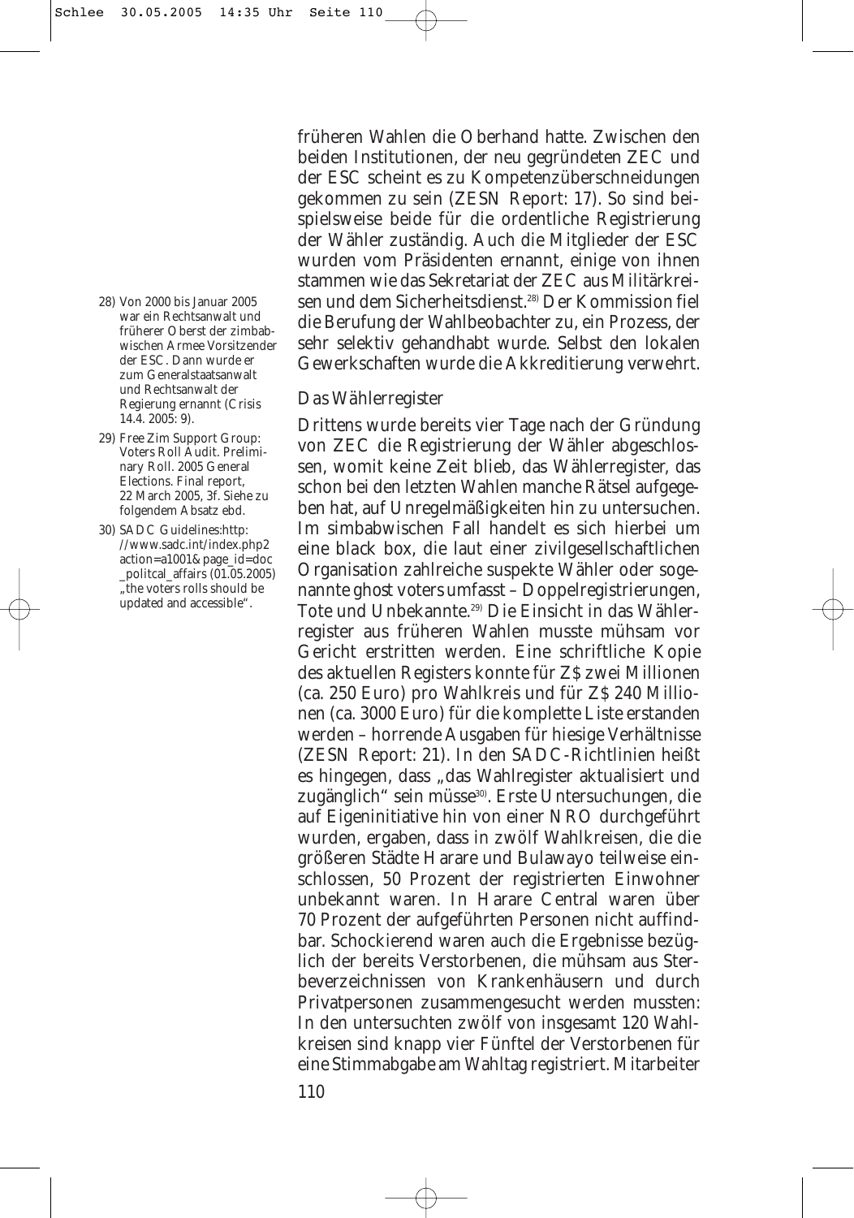früheren Wahlen die Oberhand hatte. Zwischen den beiden Institutionen, der neu gegründeten ZEC und der ESC scheint es zu Kompetenzüberschneidungen gekommen zu sein (ZESN Report: 17). So sind beispielsweise beide für die ordentliche Registrierung der Wähler zuständig. Auch die Mitglieder der ESC wurden vom Präsidenten ernannt, einige von ihnen stammen wie das Sekretariat der ZEC aus Militärkreisen und dem Sicherheitsdienst.[28] Der Kommission fiel die Berufung der Wahlbeobachter zu, ein Prozess, der sehr selektiv gehandhabt wurde. Selbst den lokalen Gewerkschaften wurde die Akkreditierung verwehrt.

### Das Wählerregister

Drittens wurde bereits vier Tage nach der Gründung von ZEC die Registrierung der Wähler abgeschlossen, womit keine Zeit blieb, das Wählerregister, das schon bei den letzten Wahlen manche Rätsel aufgegeben hat, auf Unregelmäßigkeiten hin zu untersuchen. Im simbabwischen Fall handelt es sich hierbei um eine black box, die laut einer zivilgesellschaftlichen Organisation zahlreiche suspekte Wähler oder sogenannte ghost voters umfasst – Doppelregistrierungen, Tote und Unbekannte.[29] Die Einsicht in das Wählerregister aus früheren Wahlen musste mühsam vor Gericht erstritten werden. Eine schriftliche Kopie des aktuellen Registers konnte für Z$ zwei Millionen (ca. 250 Euro) pro Wahlkreis und für Z$ 240 Millionen (ca. 3000 Euro) für die komplette Liste erstanden werden – horrende Ausgaben für hiesige Verhältnisse (ZESN Report: 21). In den SADC-Richtlinien heißt es hingegen, dass „das Wahlregister aktualisiert und zugänglich" sein müsse[30]. Erste Untersuchungen, die auf Eigeninitiative hin von einer NRO durchgeführt wurden, ergaben, dass in zwölf Wahlkreisen, die die größeren Städte Harare und Bulawayo teilweise einschlossen, 50 Prozent der registrierten Einwohner unbekannt waren. In Harare Central waren über 70 Prozent der aufgeführten Personen nicht auffindbar. Schockierend waren auch die Ergebnisse bezüglich der bereits Verstorbenen, die mühsam aus Sterbeverzeichnissen von Krankenhäusern und durch Privatpersonen zusammengesucht werden mussten: In den untersuchten zwölf von insgesamt 120 Wahlkreisen sind knapp vier Fünftel der Verstorbenen für eine Stimmabgabe am Wahltag registriert. Mitarbeiter

28) Von 2000 bis Januar 2005 war ein Rechtsanwalt und früherer Oberst der zimbabwischen Armee Vorsitzender der ESC. Dann wurde er zum Generalstaatsanwalt und Rechtsanwalt der Regierung ernannt (Crisis 14.4. 2005: 9).

29) Free Zim Support Group: Voters Roll Audit. Preliminary Roll. 2005 General Elections. Final report, 22 March 2005, 3f. Siehe zu folgendem Absatz ebd.

30) SADC Guidelines:http://www.sadc.int/index.php2action=a1001&page_id=doc_politcal_affairs (01.05.2005) „the voters rolls should be updated and accessible".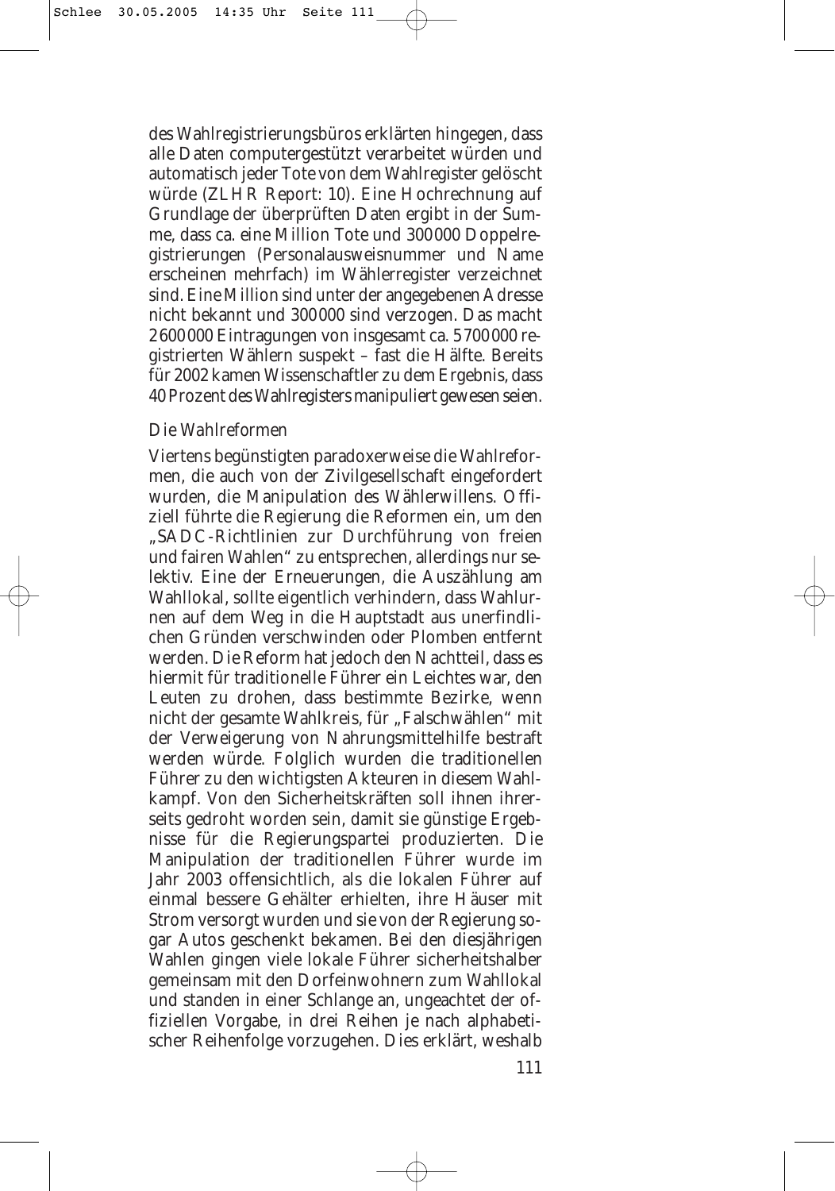des Wahlregistrierungsbüros erklärten hingegen, dass alle Daten computergestützt verarbeitet würden und automatisch jeder Tote von dem Wahlregister gelöscht würde (ZLHR Report: 10). Eine Hochrechnung auf Grundlage der überprüften Daten ergibt in der Summe, dass ca. eine Million Tote und 300000 Doppelregistrierungen (Personalausweisnummer und Name erscheinen mehrfach) im Wählerregister verzeichnet sind. Eine Million sind unter der angegebenen Adresse nicht bekannt und 300000 sind verzogen. Das macht 2600000 Eintragungen von insgesamt ca. 5700000 registrierten Wählern suspekt – fast die Hälfte. Bereits für 2002 kamen Wissenschaftler zu dem Ergebnis, dass 40 Prozent des Wahlregisters manipuliert gewesen seien.

### Die Wahlreformen

Viertens begünstigten paradoxerweise die Wahlreformen, die auch von der Zivilgesellschaft eingefordert wurden, die Manipulation des Wählerwillens. Offiziell führte die Regierung die Reformen ein, um den „SADC-Richtlinien zur Durchführung von freien und fairen Wahlen" zu entsprechen, allerdings nur selektiv. Eine der Erneuerungen, die Auszählung am Wahllokal, sollte eigentlich verhindern, dass Wahlurnen auf dem Weg in die Hauptstadt aus unerfindlichen Gründen verschwinden oder Plomben entfernt werden. Die Reform hat jedoch den Nachtteil, dass es hiermit für traditionelle Führer ein Leichtes war, den Leuten zu drohen, dass bestimmte Bezirke, wenn nicht der gesamte Wahlkreis, für „Falschwählen" mit der Verweigerung von Nahrungsmittelhilfe bestraft werden würde. Folglich wurden die traditionellen Führer zu den wichtigsten Akteuren in diesem Wahlkampf. Von den Sicherheitskräften soll ihnen ihrerseits gedroht worden sein, damit sie günstige Ergebnisse für die Regierungspartei produzierten. Die Manipulation der traditionellen Führer wurde im Jahr 2003 offensichtlich, als die lokalen Führer auf einmal bessere Gehälter erhielten, ihre Häuser mit Strom versorgt wurden und sie von der Regierung sogar Autos geschenkt bekamen. Bei den diesjährigen Wahlen gingen viele lokale Führer sicherheitshalber gemeinsam mit den Dorfeinwohnern zum Wahllokal und standen in einer Schlange an, ungeachtet der offiziellen Vorgabe, in drei Reihen je nach alphabetischer Reihenfolge vorzugehen. Dies erklärt, weshalb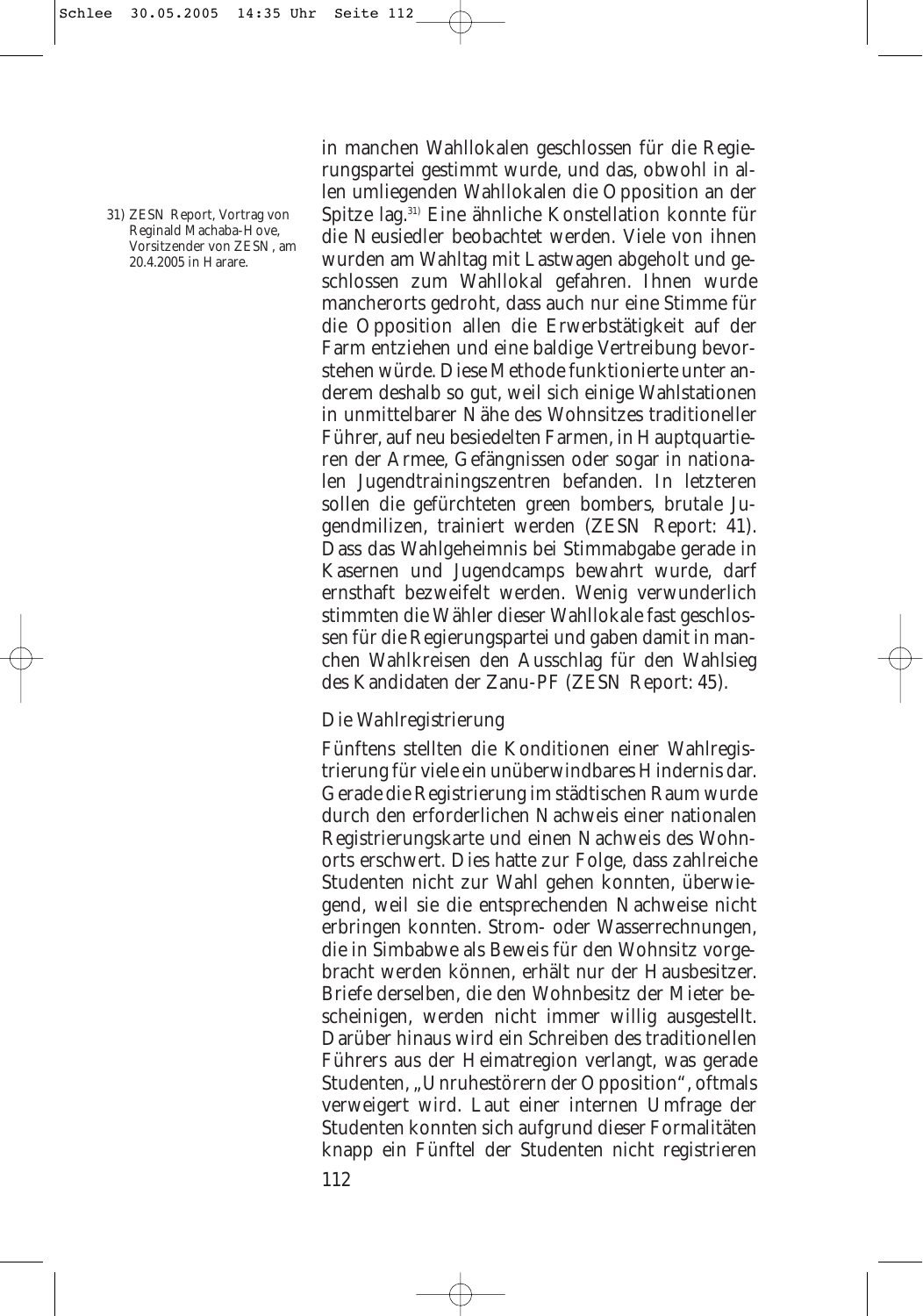in manchen Wahllokalen geschlossen für die Regierungspartei gestimmt wurde, und das, obwohl in allen umliegenden Wahllokalen die Opposition an der Spitze lag.[31] Eine ähnliche Konstellation konnte für die Neusiedler beobachtet werden. Viele von ihnen wurden am Wahltag mit Lastwagen abgeholt und geschlossen zum Wahllokal gefahren. Ihnen wurde mancherorts gedroht, dass auch nur eine Stimme für die Opposition allen die Erwerbstätigkeit auf der Farm entziehen und eine baldige Vertreibung bevorstehen würde. Diese Methode funktionierte unter anderem deshalb so gut, weil sich einige Wahlstationen in unmittelbarer Nähe des Wohnsitzes traditioneller Führer, auf neu besiedelten Farmen, in Hauptquartieren der Armee, Gefängnissen oder sogar in nationalen Jugendtrainingszentren befanden. In letzteren sollen die gefürchteten green bombers, brutale Jugendmilizen, trainiert werden (ZESN Report: 41). Dass das Wahlgeheimnis bei Stimmabgabe gerade in Kasernen und Jugendcamps bewahrt wurde, darf ernsthaft bezweifelt werden. Wenig verwunderlich stimmten die Wähler dieser Wahllokale fast geschlossen für die Regierungspartei und gaben damit in manchen Wahlkreisen den Ausschlag für den Wahlsieg des Kandidaten der Zanu-PF (ZESN Report: 45).

[31] ZESN Report, Vortrag von Reginald Machaba-Hove, Vorsitzender von ZESN, am 20.4.2005 in Harare.

### Die Wahlregistrierung

Fünftens stellten die Konditionen einer Wahlregistrierung für viele ein unüberwindbares Hindernis dar. Gerade die Registrierung im städtischen Raum wurde durch den erforderlichen Nachweis einer nationalen Registrierungskarte und einen Nachweis des Wohnorts erschwert. Dies hatte zur Folge, dass zahlreiche Studenten nicht zur Wahl gehen konnten, überwiegend, weil sie die entsprechenden Nachweise nicht erbringen konnten. Strom- oder Wasserrechnungen, die in Simbabwe als Beweis für den Wohnsitz vorgebracht werden können, erhält nur der Hausbesitzer. Briefe derselben, die den Wohnbesitz der Mieter bescheinigen, werden nicht immer willig ausgestellt. Darüber hinaus wird ein Schreiben des traditionellen Führers aus der Heimatregion verlangt, was gerade Studenten, „Unruhestörern der Opposition", oftmals verweigert wird. Laut einer internen Umfrage der Studenten konnten sich aufgrund dieser Formalitäten knapp ein Fünftel der Studenten nicht registrieren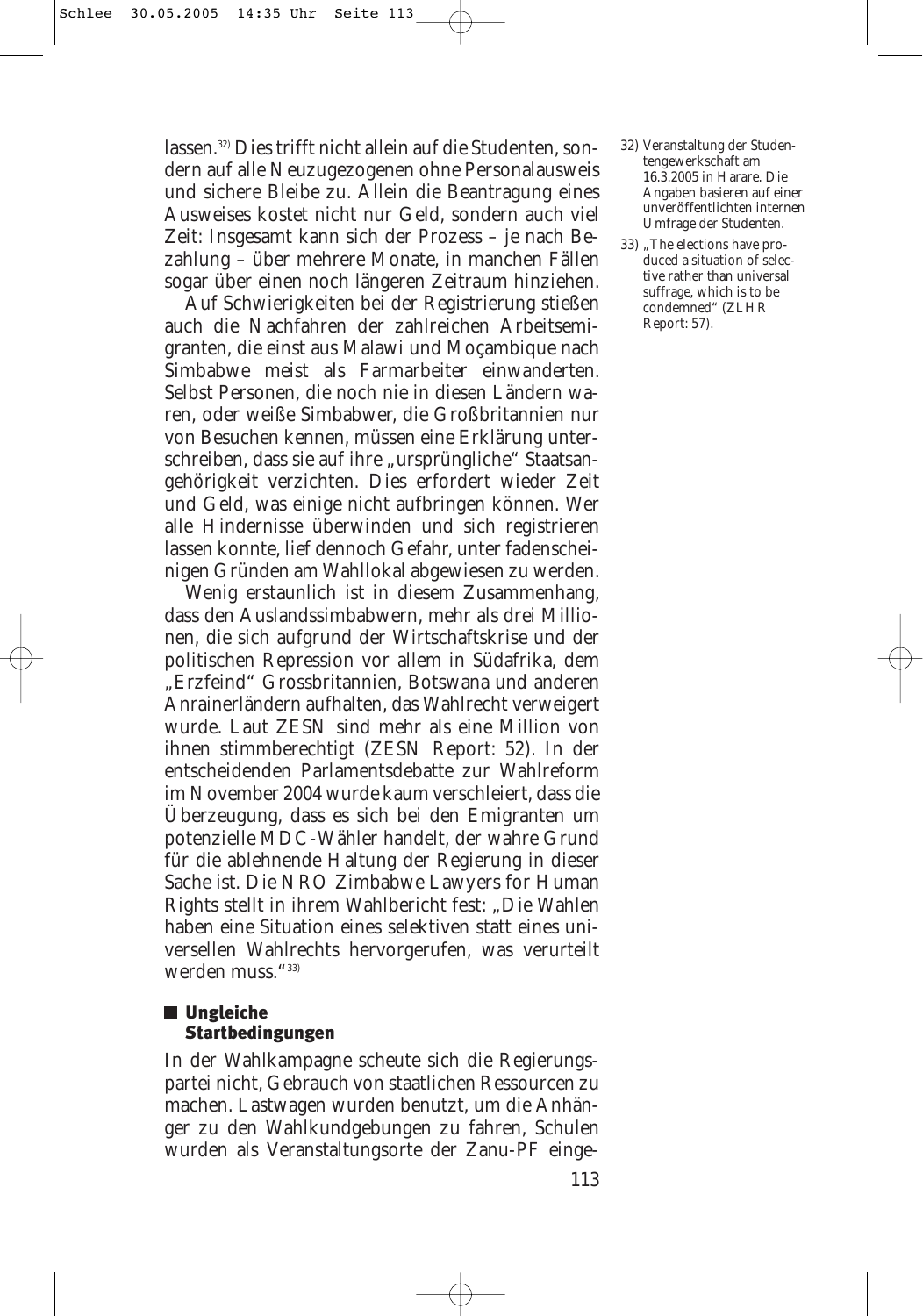lassen.[32] Dies trifft nicht allein auf die Studenten, sondern auf alle Neuzugezogenen ohne Personalausweis und sichere Bleibe zu. Allein die Beantragung eines Ausweises kostet nicht nur Geld, sondern auch viel Zeit: Insgesamt kann sich der Prozess – je nach Bezahlung – über mehrere Monate, in manchen Fällen sogar über einen noch längeren Zeitraum hinziehen.

Auf Schwierigkeiten bei der Registrierung stießen auch die Nachfahren der zahlreichen Arbeitsemigranten, die einst aus Malawi und Moçambique nach Simbabwe meist als Farmarbeiter einwanderten. Selbst Personen, die noch nie in diesen Ländern waren, oder weiße Simbabwer, die Großbritannien nur von Besuchen kennen, müssen eine Erklärung unterschreiben, dass sie auf ihre „ursprüngliche" Staatsangehörigkeit verzichten. Dies erfordert wieder Zeit und Geld, was einige nicht aufbringen können. Wer alle Hindernisse überwinden und sich registrieren lassen konnte, lief dennoch Gefahr, unter fadenscheinigen Gründen am Wahllokal abgewiesen zu werden.

Wenig erstaunlich ist in diesem Zusammenhang, dass den Auslandssimbabwern, mehr als drei Millionen, die sich aufgrund der Wirtschaftskrise und der politischen Repression vor allem in Südafrika, dem „Erzfeind" Grossbritannien, Botswana und anderen Anrainerländern aufhalten, das Wahlrecht verweigert wurde. Laut ZESN sind mehr als eine Million von ihnen stimmberechtigt (ZESN Report: 52). In der entscheidenden Parlamentsdebatte zur Wahlreform im November 2004 wurde kaum verschleiert, dass die Überzeugung, dass es sich bei den Emigranten um potenzielle MDC-Wähler handelt, der wahre Grund für die ablehnende Haltung der Regierung in dieser Sache ist. Die NRO Zimbabwe Lawyers for Human Rights stellt in ihrem Wahlbericht fest: „Die Wahlen haben eine Situation eines selektiven statt eines universellen Wahlrechts hervorgerufen, was verurteilt werden muss."[33]

## Ungleiche Startbedingungen

In der Wahlkampagne scheute sich die Regierungspartei nicht, Gebrauch von staatlichen Ressourcen zu machen. Lastwagen wurden benutzt, um die Anhänger zu den Wahlkundgebungen zu fahren, Schulen wurden als Veranstaltungsorte der Zanu-PF einge-

32) Veranstaltung der Studentengewerkschaft am 16.3.2005 in Harare. Die Angaben basieren auf einer unveröffentlichten internen Umfrage der Studenten.

33) „The elections have produced a situation of selective rather than universal suffrage, which is to be condemned" (ZLHR Report: 57).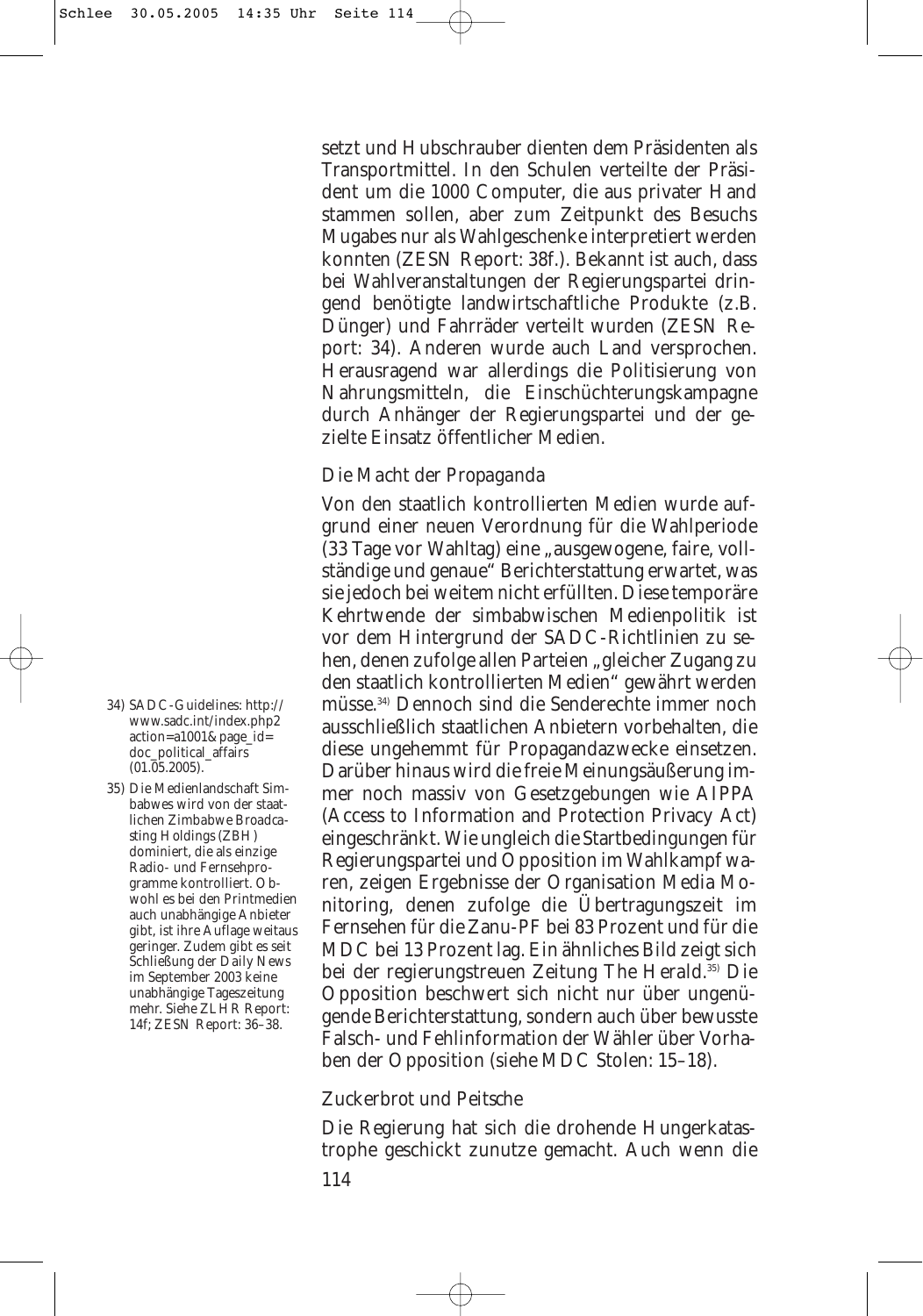setzt und Hubschrauber dienten dem Präsidenten als Transportmittel. In den Schulen verteilte der Präsident um die 1000 Computer, die aus privater Hand stammen sollen, aber zum Zeitpunkt des Besuchs Mugabes nur als Wahlgeschenke interpretiert werden konnten (ZESN Report: 38f.). Bekannt ist auch, dass bei Wahlveranstaltungen der Regierungspartei dringend benötigte landwirtschaftliche Produkte (z.B. Dünger) und Fahrräder verteilt wurden (ZESN Report: 34). Anderen wurde auch Land versprochen. Herausragend war allerdings die Politisierung von Nahrungsmitteln, die Einschüchterungskampagne durch Anhänger der Regierungspartei und der gezielte Einsatz öffentlicher Medien.

### Die Macht der Propaganda

Von den staatlich kontrollierten Medien wurde aufgrund einer neuen Verordnung für die Wahlperiode (33 Tage vor Wahltag) eine „ausgewogene, faire, vollständige und genaue“ Berichterstattung erwartet, was sie jedoch bei weitem nicht erfüllten. Diese temporäre Kehrtwende der simbabwischen Medienpolitik ist vor dem Hintergrund der SADC-Richtlinien zu sehen, denen zufolge allen Parteien „gleicher Zugang zu den staatlich kontrollierten Medien“ gewährt werden müsse.[34] Dennoch sind die Senderechte immer noch ausschließlich staatlichen Anbietern vorbehalten, die diese ungehemmt für Propagandazwecke einsetzen. Darüber hinaus wird die freie Meinungsäußerung immer noch massiv von Gesetzgebungen wie AIPPA (Access to Information and Protection Privacy Act) eingeschränkt. Wie ungleich die Startbedingungen für Regierungspartei und Opposition im Wahlkampf waren, zeigen Ergebnisse der Organisation Media Monitoring, denen zufolge die Übertragungszeit im Fernsehen für die Zanu-PF bei 83 Prozent und für die MDC bei 13 Prozent lag. Ein ähnliches Bild zeigt sich bei der regierungstreuen Zeitung The Herald.[35] Die Opposition beschwert sich nicht nur über ungenügende Berichterstattung, sondern auch über bewusste Falsch- und Fehlinformation der Wähler über Vorhaben der Opposition (siehe MDC Stolen: 15–18).

### Zuckerbrot und Peitsche

Die Regierung hat sich die drohende Hungerkatastrophe geschickt zunutze gemacht. Auch wenn die

---

34) SADC-Guidelines: http://www.sadc.int/index.php2action=a1001&page_id=doc_political_affairs (01.05.2005).

35) Die Medienlandschaft Simbabwes wird von der staatlichen Zimbabwe Broadcasting Holdings (ZBH) dominiert, die als einzige Radio- und Fernsehprogramme kontrolliert. Obwohl es bei den Printmedien auch unabhängige Anbieter gibt, ist ihre Auflage weitaus geringer. Zudem gibt es seit Schließung der Daily News im September 2003 keine unabhängige Tageszeitung mehr. Siehe ZLHR Report: 14f; ZESN Report: 36–38.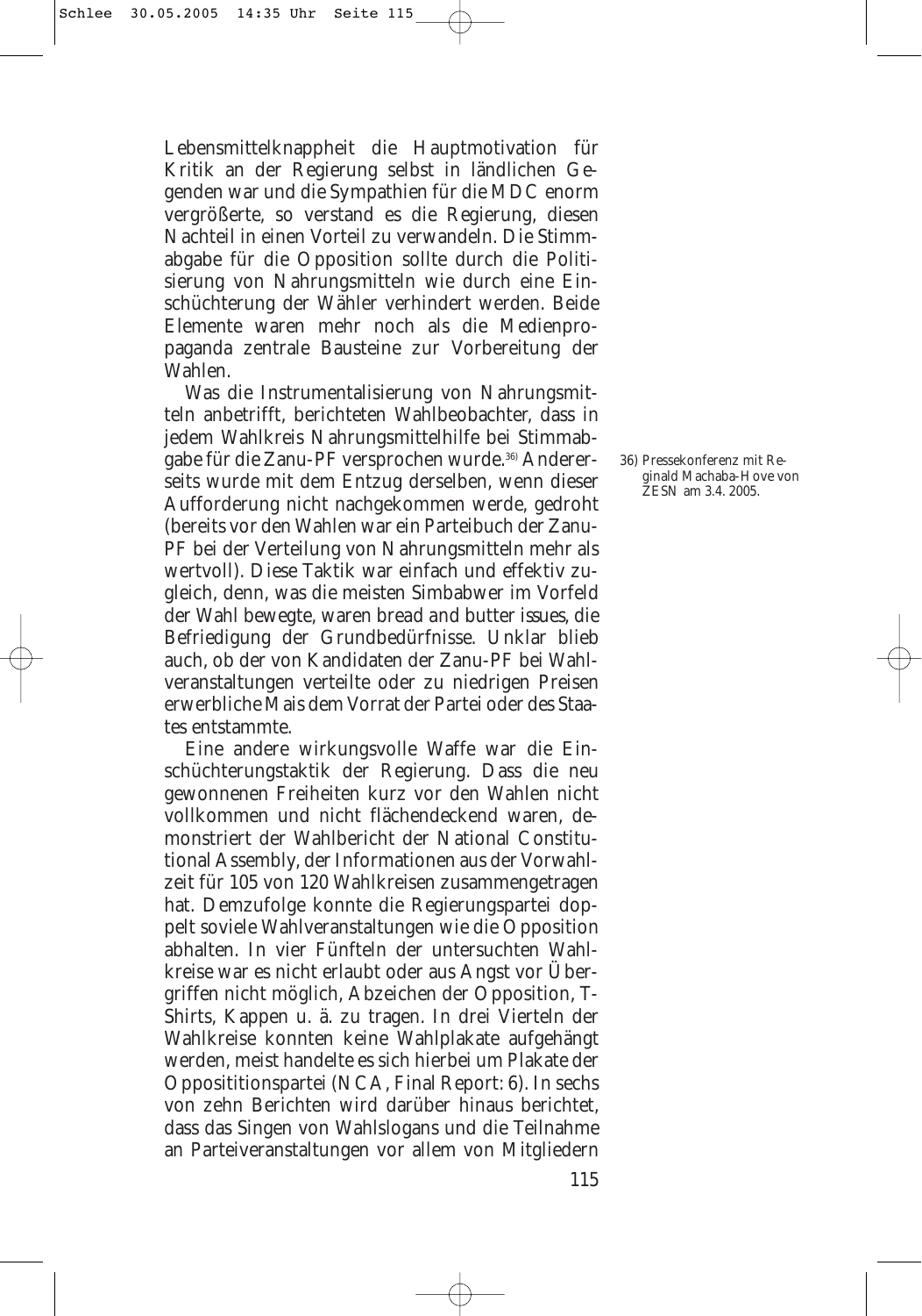Lebensmittelknappheit die Hauptmotivation für Kritik an der Regierung selbst in ländlichen Gegenden war und die Sympathien für die MDC enorm vergrößerte, so verstand es die Regierung, diesen Nachteil in einen Vorteil zu verwandeln. Die Stimmabgabe für die Opposition sollte durch die Politisierung von Nahrungsmitteln wie durch eine Einschüchterung der Wähler verhindert werden. Beide Elemente waren mehr noch als die Medienpropaganda zentrale Bausteine zur Vorbereitung der Wahlen.

Was die Instrumentalisierung von Nahrungsmitteln anbetrifft, berichteten Wahlbeobachter, dass in jedem Wahlkreis Nahrungsmittelhilfe bei Stimmabgabe für die Zanu-PF versprochen wurde.[36] Andererseits wurde mit dem Entzug derselben, wenn dieser Aufforderung nicht nachgekommen werde, gedroht (bereits vor den Wahlen war ein Parteibuch der Zanu-PF bei der Verteilung von Nahrungsmitteln mehr als wertvoll). Diese Taktik war einfach und effektiv zugleich, denn, was die meisten Simbabwer im Vorfeld der Wahl bewegte, waren *bread and butter issues*, die Befriedigung der Grundbedürfnisse. Unklar blieb auch, ob der von Kandidaten der Zanu-PF bei Wahlveranstaltungen verteilte oder zu niedrigen Preisen erwerbliche Mais dem Vorrat der Partei oder des Staates entstammte.

Eine andere wirkungsvolle Waffe war die Einschüchterungstaktik der Regierung. Dass die neu gewonnenen Freiheiten kurz vor den Wahlen nicht vollkommen und nicht flächendeckend waren, demonstriert der Wahlbericht der National Constitutional Assembly, der Informationen aus der Vorwahlzeit für 105 von 120 Wahlkreisen zusammengetragen hat. Demzufolge konnte die Regierungspartei doppelt soviele Wahlveranstaltungen wie die Opposition abhalten. In vier Fünfteln der untersuchten Wahlkreise war es nicht erlaubt oder aus Angst vor Übergriffen nicht möglich, Abzeichen der Opposition, T-Shirts, Kappen u. ä. zu tragen. In drei Vierteln der Wahlkreise konnten keine Wahlplakate aufgehängt werden, meist handelte es sich hierbei um Plakate der Opposititionspartei (NCA, Final Report: 6). In sechs von zehn Berichten wird darüber hinaus berichtet, dass das Singen von Wahlslogans und die Teilnahme an Parteiveranstaltungen vor allem von Mitgliedern

36) Pressekonferenz mit Reginald Machaba-Hove von ZESN am 3.4. 2005.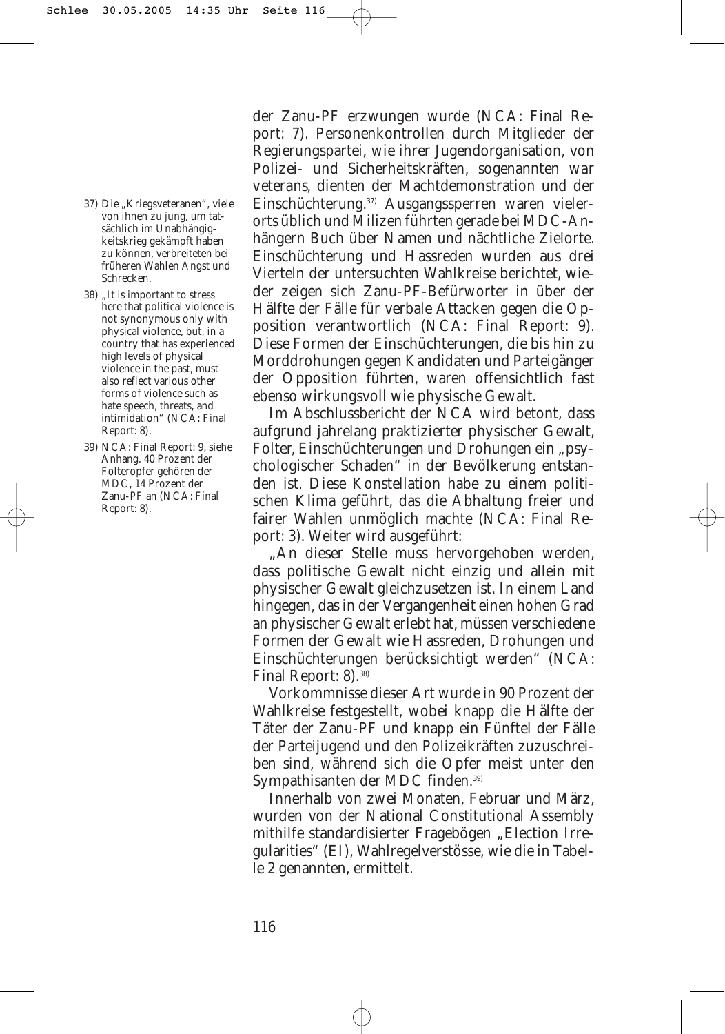der Zanu-PF erzwungen wurde (NCA: Final Report: 7). Personenkontrollen durch Mitglieder der Regierungspartei, wie ihrer Jugendorganisation, von Polizei- und Sicherheitskräften, sogenannten war veterans, dienten der Machtdemonstration und der Einschüchterung.[37] Ausgangssperren waren vielerorts üblich und Milizen führten gerade bei MDC-Anhängern Buch über Namen und nächtliche Zielorte. Einschüchterung und Hassreden wurden aus drei Vierteln der untersuchten Wahlkreise berichtet, wieder zeigen sich Zanu-PF-Befürworter in über der Hälfte der Fälle für verbale Attacken gegen die Opposition verantwortlich (NCA: Final Report: 9). Diese Formen der Einschüchterungen, die bis hin zu Morddrohungen gegen Kandidaten und Parteigänger der Opposition führten, waren offensichtlich fast ebenso wirkungsvoll wie physische Gewalt.

Im Abschlussbericht der NCA wird betont, dass aufgrund jahrelang praktizierter physischer Gewalt, Folter, Einschüchterungen und Drohungen ein „psychologischer Schaden" in der Bevölkerung entstanden ist. Diese Konstellation habe zu einem politischen Klima geführt, das die Abhaltung freier und fairer Wahlen unmöglich machte (NCA: Final Report: 3). Weiter wird ausgeführt:

„An dieser Stelle muss hervorgehoben werden, dass politische Gewalt nicht einzig und allein mit physischer Gewalt gleichzusetzen ist. In einem Land hingegen, das in der Vergangenheit einen hohen Grad an physischer Gewalt erlebt hat, müssen verschiedene Formen der Gewalt wie Hassreden, Drohungen und Einschüchterungen berücksichtigt werden" (NCA: Final Report: 8).[38]

Vorkommnisse dieser Art wurde in 90 Prozent der Wahlkreise festgestellt, wobei knapp die Hälfte der Täter der Zanu-PF und knapp ein Fünftel der Fälle der Parteijugend und den Polizeikräften zuzuschreiben sind, während sich die Opfer meist unter den Sympathisanten der MDC finden.[39]

Innerhalb von zwei Monaten, Februar und März, wurden von der National Constitutional Assembly mithilfe standardisierter Fragebögen „Election Irregularities" (EI), Wahlregelverstösse, wie die in Tabelle 2 genannten, ermittelt.

---

37) Die „Kriegsveteranen", viele von ihnen zu jung, um tatsächlich im Unabhängigkeitskrieg gekämpft haben zu können, verbreiteten bei früheren Wahlen Angst und Schrecken.

38) „It is important to stress here that political violence is not synonymous only with physical violence, but, in a country that has experienced high levels of physical violence in the past, must also reflect various other forms of violence such as hate speech, threats, and intimidation" (NCA: Final Report: 8).

39) NCA: Final Report: 9, siehe Anhang. 40 Prozent der Folteropfer gehören der MDC, 14 Prozent der Zanu-PF an (NCA: Final Report: 8).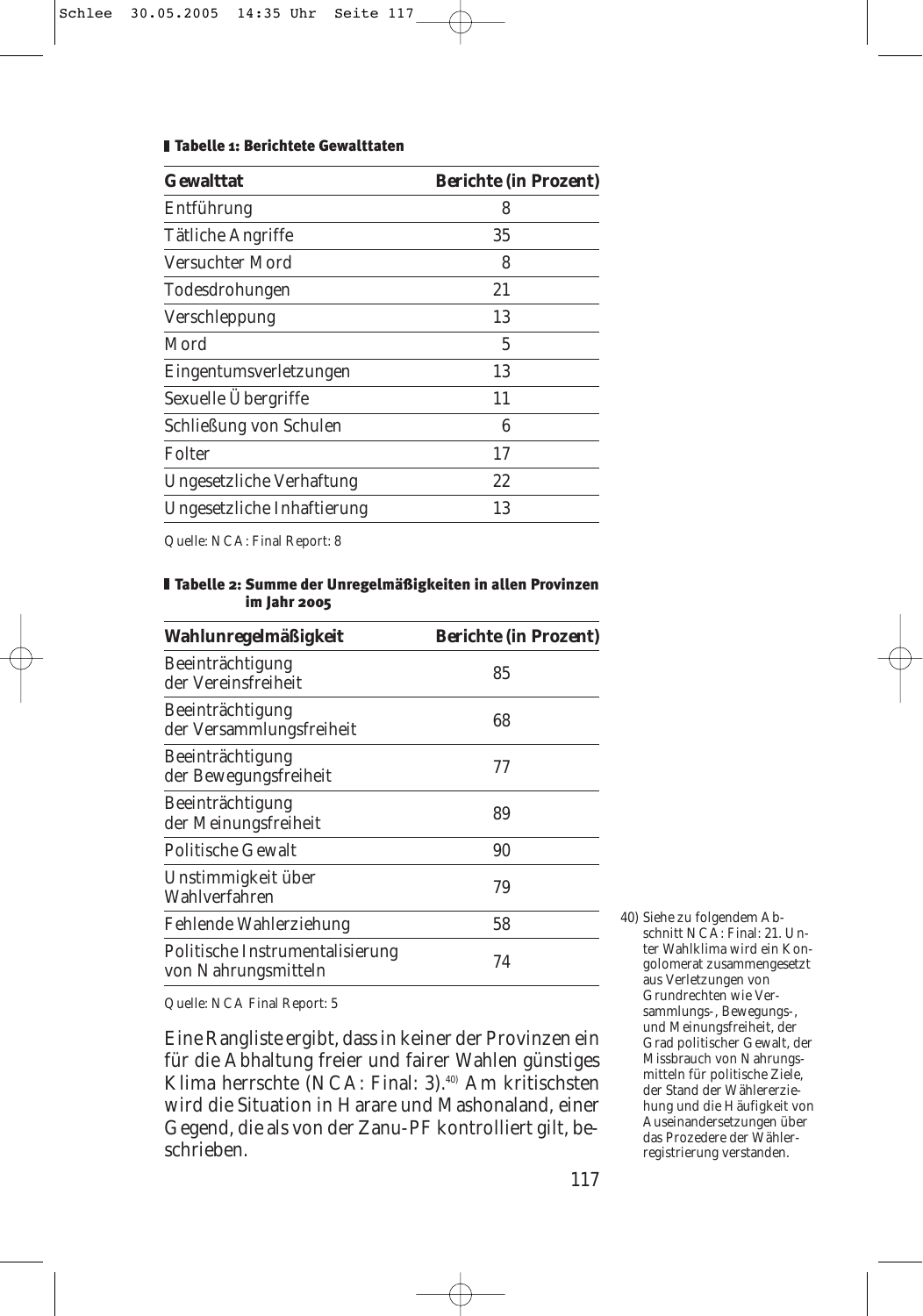**Tabelle 1: Berichtete Gewalttaten**

| Gewalttat | Berichte (in Prozent) |
|---|---|
| Entführung | 8 |
| Tätliche Angriffe | 35 |
| Versuchter Mord | 8 |
| Todesdrohungen | 21 |
| Verschleppung | 13 |
| Mord | 5 |
| Eingentumsverletzungen | 13 |
| Sexuelle Übergriffe | 11 |
| Schließung von Schulen | 6 |
| Folter | 17 |
| Ungesetzliche Verhaftung | 22 |
| Ungesetzliche Inhaftierung | 13 |

Quelle: NCA: Final Report: 8

**Tabelle 2: Summe der Unregelmäßigkeiten in allen Provinzen im Jahr 2005**

| Wahlunregelmäßigkeit | Berichte (in Prozent) |
|---|---|
| Beeinträchtigung der Vereinsfreiheit | 85 |
| Beeinträchtigung der Versammlungsfreiheit | 68 |
| Beeinträchtigung der Bewegungsfreiheit | 77 |
| Beeinträchtigung der Meinungsfreiheit | 89 |
| Politische Gewalt | 90 |
| Unstimmigkeit über Wahlverfahren | 79 |
| Fehlende Wahlerziehung | 58 |
| Politische Instrumentalisierung von Nahrungsmitteln | 74 |

Quelle: NCA Final Report: 5

Eine Rangliste ergibt, dass in keiner der Provinzen ein für die Abhaltung freier und fairer Wahlen günstiges Klima herrschte (NCA: Final: 3).[40] Am kritischsten wird die Situation in Harare und Mashonaland, einer Gegend, die als von der Zanu-PF kontrolliert gilt, beschrieben.

40) Siehe zu folgendem Abschnitt NCA: Final: 21. Unter Wahlklima wird ein Konglomerat zusammengesetzt aus Verletzungen von Grundrechten wie Versammlungs-, Bewegungs-, und Meinungsfreiheit, der Grad politischer Gewalt, der Missbrauch von Nahrungsmitteln für politische Ziele, der Stand der Wählererziehung und die Häufigkeit von Auseinandersetzungen über das Prozedere der Wählerregistrierung verstanden.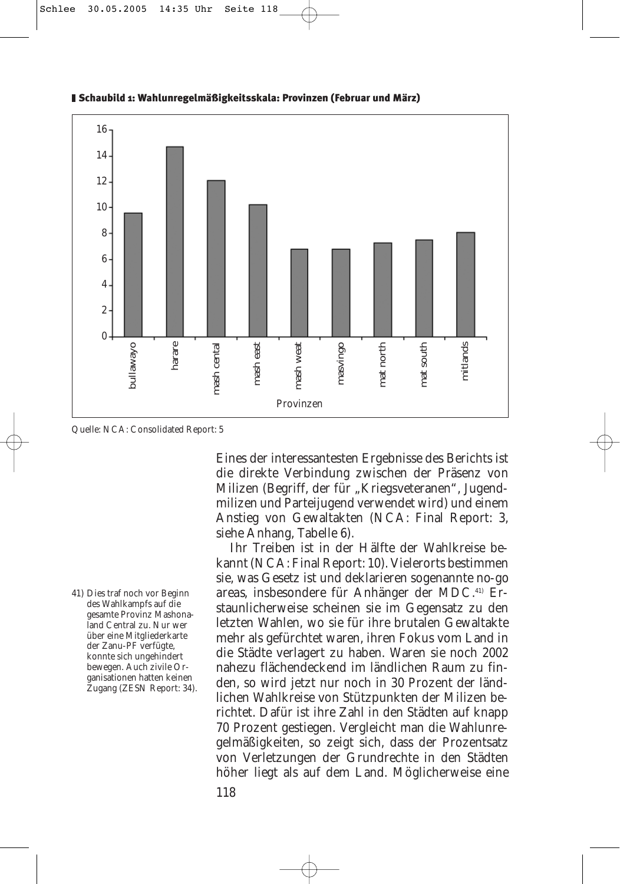**Schaubild 1: Wahlunregelmäßigkeitsskala: Provinzen (Februar und März)**

Quelle: NCA: Consolidated Report: 5

Eines der interessantesten Ergebnisse des Berichts ist die direkte Verbindung zwischen der Präsenz von Milizen (Begriff, der für „Kriegsveteranen", Jugendmilizen und Parteijugend verwendet wird) und einem Anstieg von Gewaltakten (NCA: Final Report: 3, siehe Anhang, Tabelle 6).

Ihr Treiben ist in der Hälfte der Wahlkreise bekannt (NCA: Final Report: 10). Vielerorts bestimmen sie, was Gesetz ist und deklarieren sogenannte no-go areas, insbesondere für Anhänger der MDC.[41] Erstaunlicherweise scheinen sie im Gegensatz zu den letzten Wahlen, wo sie für ihre brutalen Gewaltakte mehr als gefürchtet waren, ihren Fokus vom Land in die Städte verlagert zu haben. Waren sie noch 2002 nahezu flächendeckend im ländlichen Raum zu finden, so wird jetzt nur noch in 30 Prozent der ländlichen Wahlkreise von Stützpunkten der Milizen berichtet. Dafür ist ihre Zahl in den Städten auf knapp 70 Prozent gestiegen. Vergleicht man die Wahlunregelmäßigkeiten, so zeigt sich, dass der Prozentsatz von Verletzungen der Grundrechte in den Städten höher liegt als auf dem Land. Möglicherweise eine

41) Dies traf noch vor Beginn des Wahlkampfs auf die gesamte Provinz Mashonaland Central zu. Nur wer über eine Mitgliederkarte der Zanu-PF verfügte, konnte sich ungehindert bewegen. Auch zivile Organisationen hatten keinen Zugang (ZESN Report: 34).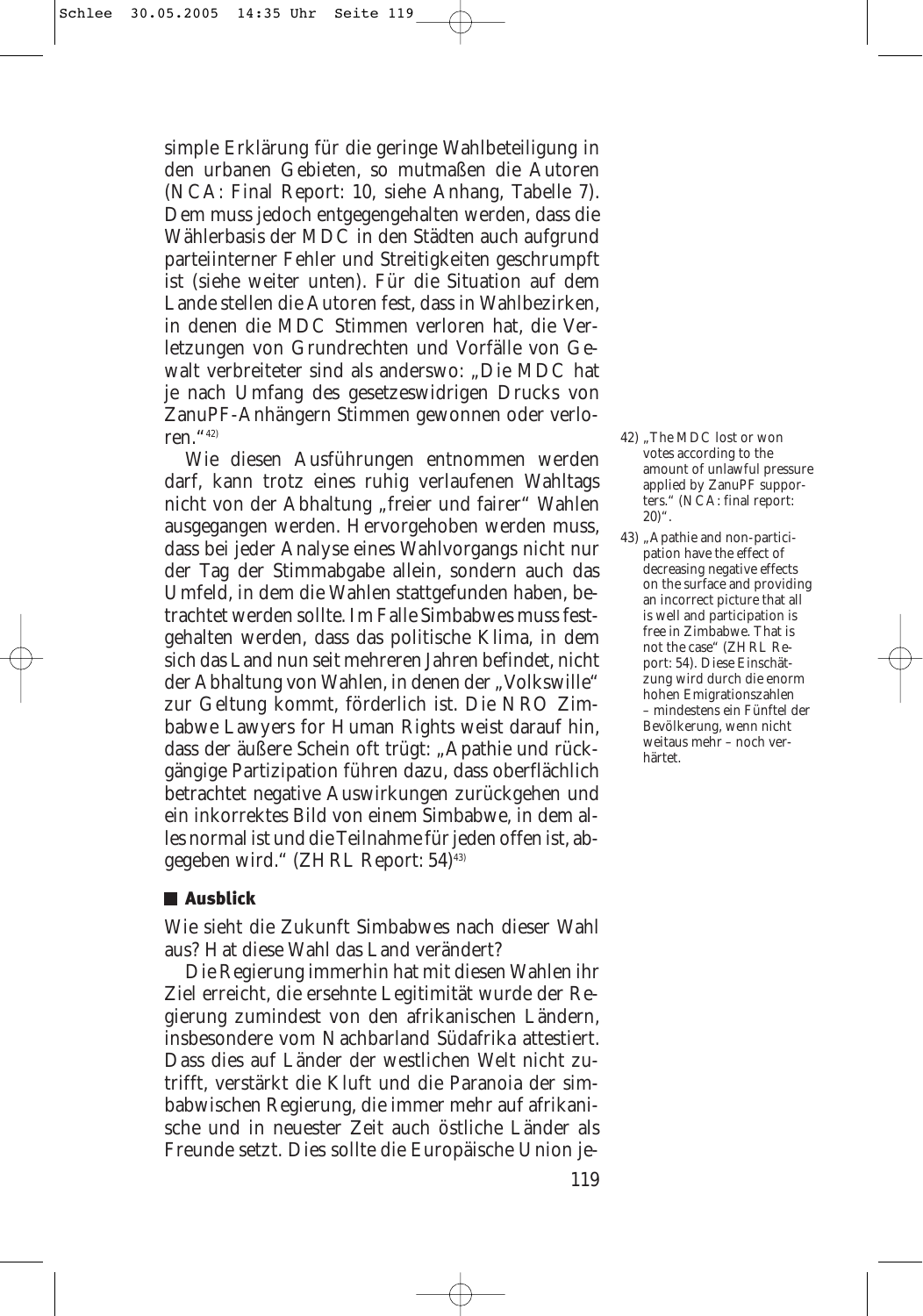simple Erklärung für die geringe Wahlbeteiligung in den urbanen Gebieten, so mutmaßen die Autoren (NCA: Final Report: 10, siehe Anhang, Tabelle 7). Dem muss jedoch entgegengehalten werden, dass die Wählerbasis der MDC in den Städten auch aufgrund parteiinterner Fehler und Streitigkeiten geschrumpft ist (siehe weiter unten). Für die Situation auf dem Lande stellen die Autoren fest, dass in Wahlbezirken, in denen die MDC Stimmen verloren hat, die Verletzungen von Grundrechten und Vorfälle von Gewalt verbreiteter sind als anderswo: „Die MDC hat je nach Umfang des gesetzeswidrigen Drucks von ZanuPF-Anhängern Stimmen gewonnen oder verloren."[42]

Wie diesen Ausführungen entnommen werden darf, kann trotz eines ruhig verlaufenen Wahltags nicht von der Abhaltung „freier und fairer" Wahlen ausgegangen werden. Hervorgehoben werden muss, dass bei jeder Analyse eines Wahlvorgangs nicht nur der Tag der Stimmabgabe allein, sondern auch das Umfeld, in dem die Wahlen stattgefunden haben, betrachtet werden sollte. Im Falle Simbabwes muss festgehalten werden, dass das politische Klima, in dem sich das Land nun seit mehreren Jahren befindet, nicht der Abhaltung von Wahlen, in denen der „Volkswille" zur Geltung kommt, förderlich ist. Die NRO Zimbabwe Lawyers for Human Rights weist darauf hin, dass der äußere Schein oft trügt: „Apathie und rückgängige Partizipation führen dazu, dass oberflächlich betrachtet negative Auswirkungen zurückgehen und ein inkorrektes Bild von einem Simbabwe, in dem alles normal ist und die Teilnahme für jeden offen ist, abgegeben wird." (ZHRL Report: 54)[43]

## Ausblick

Wie sieht die Zukunft Simbabwes nach dieser Wahl aus? Hat diese Wahl das Land verändert?

Die Regierung immerhin hat mit diesen Wahlen ihr Ziel erreicht, die ersehnte Legitimität wurde der Regierung zumindest von den afrikanischen Ländern, insbesondere vom Nachbarland Südafrika attestiert. Dass dies auf Länder der westlichen Welt nicht zutrifft, verstärkt die Kluft und die Paranoia der simbabwischen Regierung, die immer mehr auf afrikanische und in neuester Zeit auch östliche Länder als Freunde setzt. Dies sollte die Europäische Union je-

---

42) „The MDC lost or won votes according to the amount of unlawful pressure applied by ZanuPF supporters." (NCA: final report: 20)".

43) „Apathie and non-participation have the effect of decreasing negative effects on the surface and providing an incorrect picture that all is well and participation is free in Zimbabwe. That is not the case" (ZHRL Report: 54). Diese Einschätzung wird durch die enorm hohen Emigrationszahlen – mindestens ein Fünftel der Bevölkerung, wenn nicht weitaus mehr – noch verhärtet.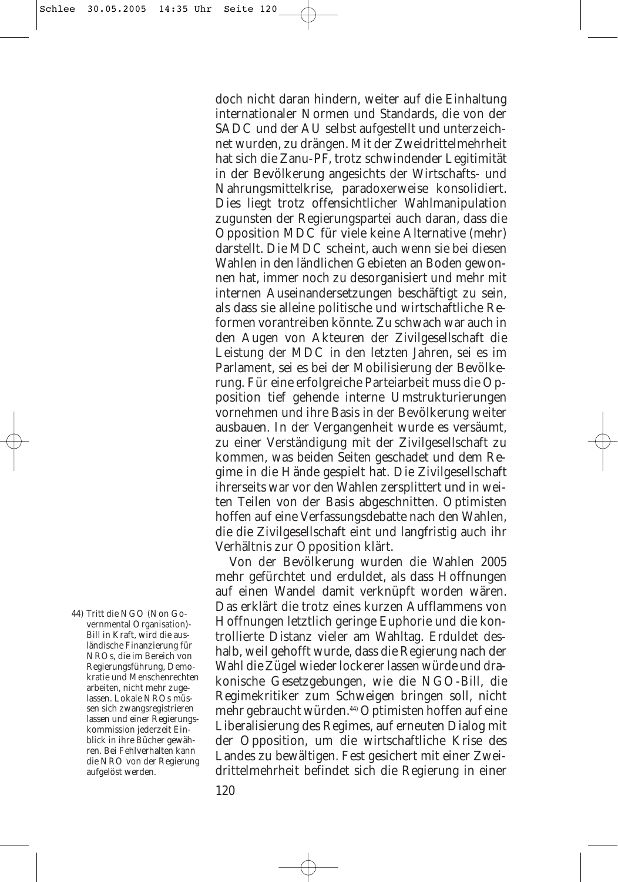doch nicht daran hindern, weiter auf die Einhaltung internationaler Normen und Standards, die von der SADC und der AU selbst aufgestellt und unterzeichnet wurden, zu drängen. Mit der Zweidrittelmehrheit hat sich die Zanu-PF, trotz schwindender Legitimität in der Bevölkerung angesichts der Wirtschafts- und Nahrungsmittelkrise, paradoxerweise konsolidiert. Dies liegt trotz offensichtlicher Wahlmanipulation zugunsten der Regierungspartei auch daran, dass die Opposition MDC für viele keine Alternative (mehr) darstellt. Die MDC scheint, auch wenn sie bei diesen Wahlen in den ländlichen Gebieten an Boden gewonnen hat, immer noch zu desorganisiert und mehr mit internen Auseinandersetzungen beschäftigt zu sein, als dass sie alleine politische und wirtschaftliche Reformen vorantreiben könnte. Zu schwach war auch in den Augen von Akteuren der Zivilgesellschaft die Leistung der MDC in den letzten Jahren, sei es im Parlament, sei es bei der Mobilisierung der Bevölkerung. Für eine erfolgreiche Parteiarbeit muss die Opposition tief gehende interne Umstrukturierungen vornehmen und ihre Basis in der Bevölkerung weiter ausbauen. In der Vergangenheit wurde es versäumt, zu einer Verständigung mit der Zivilgesellschaft zu kommen, was beiden Seiten geschadet und dem Regime in die Hände gespielt hat. Die Zivilgesellschaft ihrerseits war vor den Wahlen zersplittert und in weiten Teilen von der Basis abgeschnitten. Optimisten hoffen auf eine Verfassungsdebatte nach den Wahlen, die die Zivilgesellschaft eint und langfristig auch ihr Verhältnis zur Opposition klärt.

Von der Bevölkerung wurden die Wahlen 2005 mehr gefürchtet und erduldet, als dass Hoffnungen auf einen Wandel damit verknüpft worden wären. Das erklärt die trotz eines kurzen Aufflammens von Hoffnungen letztlich geringe Euphorie und die kontrollierte Distanz vieler am Wahltag. Erduldet deshalb, weil gehofft wurde, dass die Regierung nach der Wahl die Zügel wieder lockerer lassen würde und drakonische Gesetzgebungen, wie die NGO-Bill, die Regimekritiker zum Schweigen bringen soll, nicht mehr gebraucht würden.[44] Optimisten hoffen auf eine Liberalisierung des Regimes, auf erneuten Dialog mit der Opposition, um die wirtschaftliche Krise des Landes zu bewältigen. Fest gesichert mit einer Zweidrittelmehrheit befindet sich die Regierung in einer

44) Tritt die NGO (Non Governmental Organisation)-Bill in Kraft, wird die ausländische Finanzierung für NROs, die im Bereich von Regierungsführung, Demokratie und Menschenrechten arbeiten, nicht mehr zugelassen. Lokale NROs müssen sich zwangsregistrieren lassen und einer Regierungskommission jederzeit Einblick in ihre Bücher gewähren. Bei Fehlverhalten kann die NRO von der Regierung aufgelöst werden.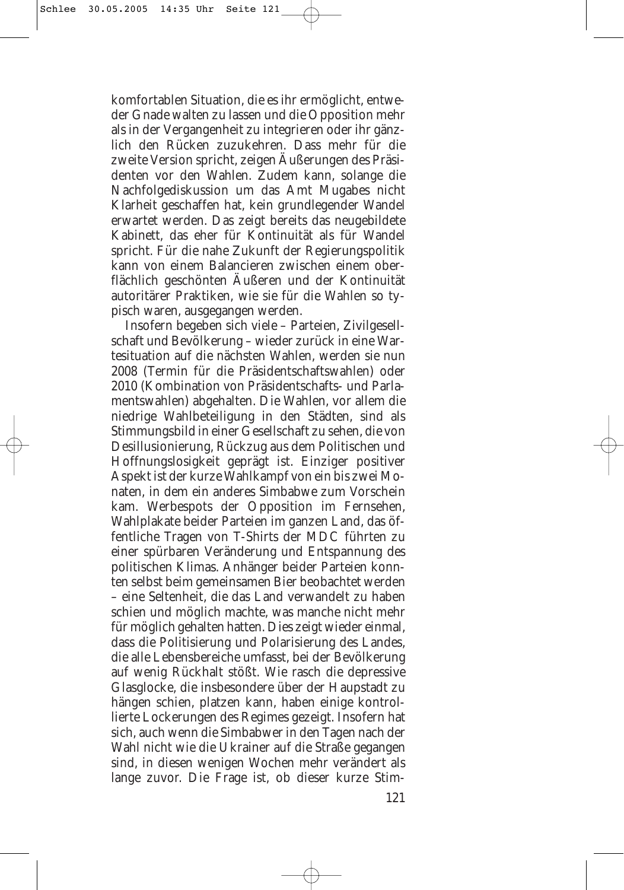komfortablen Situation, die es ihr ermöglicht, entweder Gnade walten zu lassen und die Opposition mehr als in der Vergangenheit zu integrieren oder ihr gänzlich den Rücken zuzukehren. Dass mehr für die zweite Version spricht, zeigen Äußerungen des Präsidenten vor den Wahlen. Zudem kann, solange die Nachfolgediskussion um das Amt Mugabes nicht Klarheit geschaffen hat, kein grundlegender Wandel erwartet werden. Das zeigt bereits das neugebildete Kabinett, das eher für Kontinuität als für Wandel spricht. Für die nahe Zukunft der Regierungspolitik kann von einem Balancieren zwischen einem oberflächlich geschönten Äußeren und der Kontinuität autoritärer Praktiken, wie sie für die Wahlen so typisch waren, ausgegangen werden.

Insofern begeben sich viele – Parteien, Zivilgesellschaft und Bevölkerung – wieder zurück in eine Wartesituation auf die nächsten Wahlen, werden sie nun 2008 (Termin für die Präsidentschaftswahlen) oder 2010 (Kombination von Präsidentschafts- und Parlamentswahlen) abgehalten. Die Wahlen, vor allem die niedrige Wahlbeteiligung in den Städten, sind als Stimmungsbild in einer Gesellschaft zu sehen, die von Desillusionierung, Rückzug aus dem Politischen und Hoffnungslosigkeit geprägt ist. Einziger positiver Aspekt ist der kurze Wahlkampf von ein bis zwei Monaten, in dem ein anderes Simbabwe zum Vorschein kam. Werbespots der Opposition im Fernsehen, Wahlplakate beider Parteien im ganzen Land, das öffentliche Tragen von T-Shirts der MDC führten zu einer spürbaren Veränderung und Entspannung des politischen Klimas. Anhänger beider Parteien konnten selbst beim gemeinsamen Bier beobachtet werden – eine Seltenheit, die das Land verwandelt zu haben schien und möglich machte, was manche nicht mehr für möglich gehalten hatten. Dies zeigt wieder einmal, dass die Politisierung und Polarisierung des Landes, die alle Lebensbereiche umfasst, bei der Bevölkerung auf wenig Rückhalt stößt. Wie rasch die depressive Glasglocke, die insbesondere über der Hauptstadt zu hängen schien, platzen kann, haben einige kontrollierte Lockerungen des Regimes gezeigt. Insofern hat sich, auch wenn die Simbabwer in den Tagen nach der Wahl nicht wie die Ukrainer auf die Straße gegangen sind, in diesen wenigen Wochen mehr verändert als lange zuvor. Die Frage ist, ob dieser kurze Stim-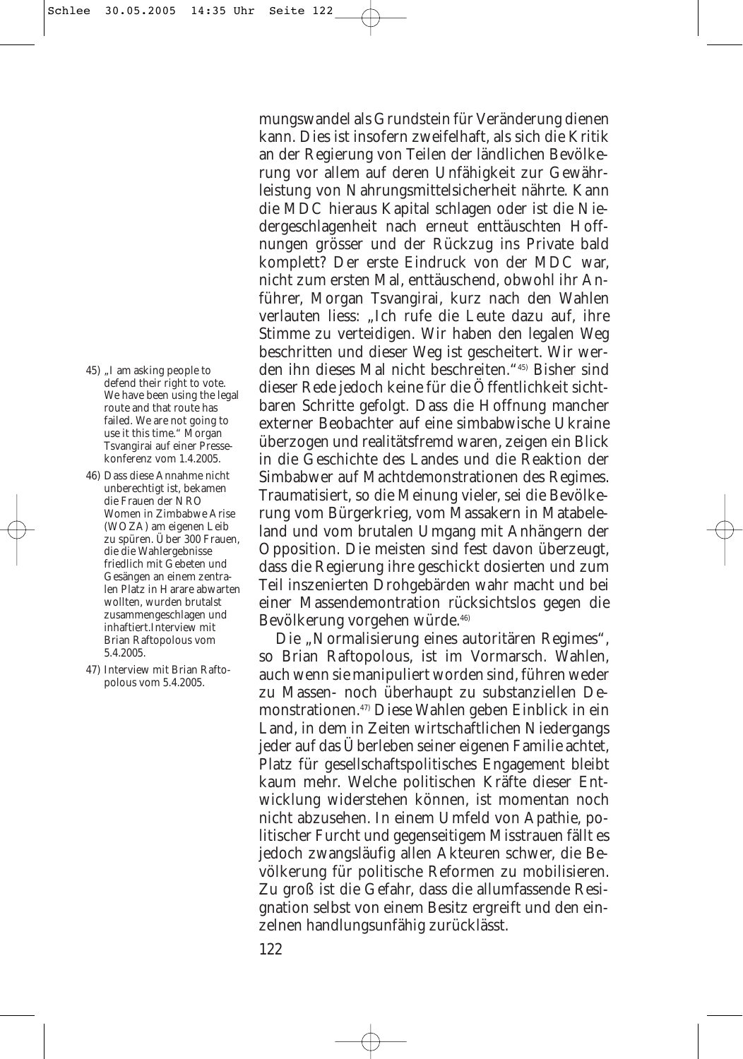mungswandel als Grundstein für Veränderung dienen kann. Dies ist insofern zweifelhaft, als sich die Kritik an der Regierung von Teilen der ländlichen Bevölkerung vor allem auf deren Unfähigkeit zur Gewährleistung von Nahrungsmittelsicherheit nährte. Kann die MDC hieraus Kapital schlagen oder ist die Niedergeschlagenheit nach erneut enttäuschten Hoffnungen grösser und der Rückzug ins Private bald komplett? Der erste Eindruck von der MDC war, nicht zum ersten Mal, enttäuschend, obwohl ihr Anführer, Morgan Tsvangirai, kurz nach den Wahlen verlauten liess: „Ich rufe die Leute dazu auf, ihre Stimme zu verteidigen. Wir haben den legalen Weg beschritten und dieser Weg ist gescheitert. Wir werden ihn dieses Mal nicht beschreiten."[45] Bisher sind dieser Rede jedoch keine für die Öffentlichkeit sichtbaren Schritte gefolgt. Dass die Hoffnung mancher externer Beobachter auf eine simbabwische Ukraine überzogen und realitätsfremd waren, zeigen ein Blick in die Geschichte des Landes und die Reaktion der Simbabwer auf Machtdemonstrationen des Regimes. Traumatisiert, so die Meinung vieler, sei die Bevölkerung vom Bürgerkrieg, vom Massakern in Matabeleland und vom brutalen Umgang mit Anhängern der Opposition. Die meisten sind fest davon überzeugt, dass die Regierung ihre geschickt dosierten und zum Teil inszenierten Drohgebärden wahr macht und bei einer Massendemontration rücksichtslos gegen die Bevölkerung vorgehen würde.[46]

Die „Normalisierung eines autoritären Regimes", so Brian Raftopolous, ist im Vormarsch. Wahlen, auch wenn sie manipuliert worden sind, führen weder zu Massen- noch überhaupt zu substanziellen Demonstrationen.[47] Diese Wahlen geben Einblick in ein Land, in dem in Zeiten wirtschaftlichen Niedergangs jeder auf das Überleben seiner eigenen Familie achtet, Platz für gesellschaftspolitisches Engagement bleibt kaum mehr. Welche politischen Kräfte dieser Entwicklung widerstehen können, ist momentan noch nicht abzusehen. In einem Umfeld von Apathie, politischer Furcht und gegenseitigem Misstrauen fällt es jedoch zwangsläufig allen Akteuren schwer, die Bevölkerung für politische Reformen zu mobilisieren. Zu groß ist die Gefahr, dass die allumfassende Resignation selbst von einem Besitz ergreift und den einzelnen handlungsunfähig zurücklässt.

45) „I am asking people to defend their right to vote. We have been using the legal route and that route has failed. We are not going to use it this time." Morgan Tsvangirai auf einer Pressekonferenz vom 1.4.2005.

46) Dass diese Annahme nicht unberechtigt ist, bekamen die Frauen der NRO Women in Zimbabwe Arise (WOZA) am eigenen Leib zu spüren. Über 300 Frauen, die die Wahlergebnisse friedlich mit Gebeten und Gesängen an einem zentralen Platz in Harare abwarten wollten, wurden brutalst zusammengeschlagen und inhaftiert.Interview mit Brian Raftopolous vom 5.4.2005.

47) Interview mit Brian Raftopolous vom 5.4.2005.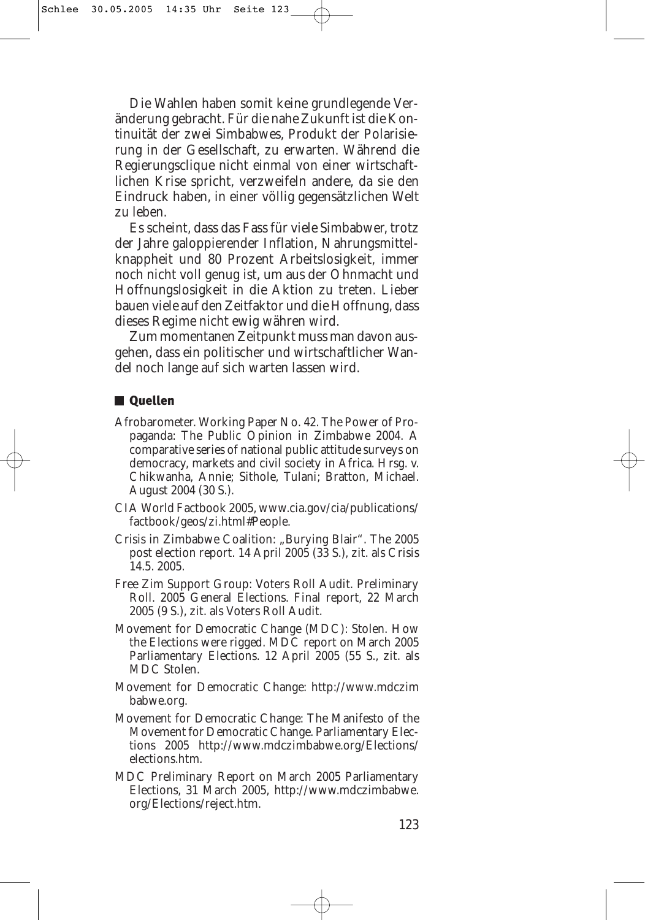Die Wahlen haben somit keine grundlegende Veränderung gebracht. Für die nahe Zukunft ist die Kontinuität der zwei Simbabwes, Produkt der Polarisierung in der Gesellschaft, zu erwarten. Während die Regierungsclique nicht einmal von einer wirtschaftlichen Krise spricht, verzweifeln andere, da sie den Eindruck haben, in einer völlig gegensätzlichen Welt zu leben.

Es scheint, dass das Fass für viele Simbabwer, trotz der Jahre galoppierender Inflation, Nahrungsmittelknappheit und 80 Prozent Arbeitslosigkeit, immer noch nicht voll genug ist, um aus der Ohnmacht und Hoffnungslosigkeit in die Aktion zu treten. Lieber bauen viele auf den Zeitfaktor und die Hoffnung, dass dieses Regime nicht ewig währen wird.

Zum momentanen Zeitpunkt muss man davon ausgehen, dass ein politischer und wirtschaftlicher Wandel noch lange auf sich warten lassen wird.

## Quellen

Afrobarometer. Working Paper No. 42. The Power of Propaganda: The Public Opinion in Zimbabwe 2004. A comparative series of national public attitude surveys on democracy, markets and civil society in Africa. Hrsg. v. Chikwanha, Annie; Sithole, Tulani; Bratton, Michael. August 2004 (30 S.).

CIA World Factbook 2005, www.cia.gov/cia/publications/factbook/geos/zi.html#People.

Crisis in Zimbabwe Coalition: „Burying Blair". The 2005 post election report. 14 April 2005 (33 S.), zit. als Crisis 14.5. 2005.

Free Zim Support Group: Voters Roll Audit. Preliminary Roll. 2005 General Elections. Final report, 22 March 2005 (9 S.), zit. als Voters Roll Audit.

Movement for Democratic Change (MDC): Stolen. How the Elections were rigged. MDC report on March 2005 Parliamentary Elections. 12 April 2005 (55 S., zit. als MDC Stolen.

Movement for Democratic Change: http://www.mdczimbabwe.org.

Movement for Democratic Change: The Manifesto of the Movement for Democratic Change. Parliamentary Elections 2005 http://www.mdczimbabwe.org/Elections/elections.htm.

MDC Preliminary Report on March 2005 Parliamentary Elections, 31 March 2005, http://www.mdczimbabwe.org/Elections/reject.htm.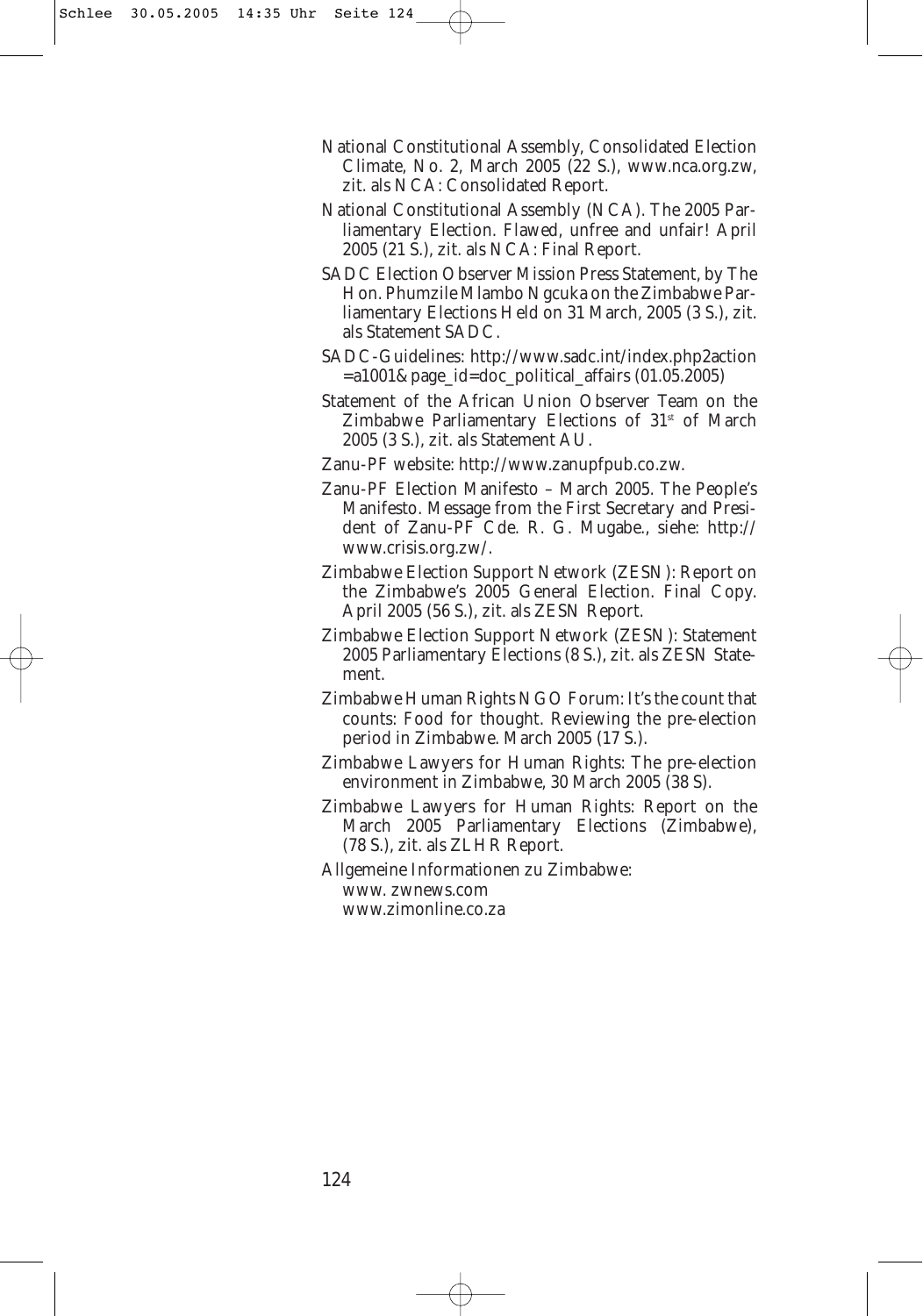National Constitutional Assembly, Consolidated Election Climate, No. 2, March 2005 (22 S.), www.nca.org.zw, zit. als NCA: Consolidated Report.

National Constitutional Assembly (NCA). The 2005 Parliamentary Election. Flawed, unfree and unfair! April 2005 (21 S.), zit. als NCA: Final Report.

SADC Election Observer Mission Press Statement, by The Hon. Phumzile Mlambo Ngcuka on the Zimbabwe Parliamentary Elections Held on 31 March, 2005 (3 S.), zit. als Statement SADC.

SADC-Guidelines: http://www.sadc.int/index.php2action =a1001&page_id=doc_political_affairs (01.05.2005)

Statement of the African Union Observer Team on the Zimbabwe Parliamentary Elections of 31st of March 2005 (3 S.), zit. als Statement AU.

Zanu-PF website: http://www.zanupfpub.co.zw.

Zanu-PF Election Manifesto – March 2005. The People's Manifesto. Message from the First Secretary and President of Zanu-PF Cde. R. G. Mugabe., siehe: http:// www.crisis.org.zw/.

Zimbabwe Election Support Network (ZESN): Report on the Zimbabwe's 2005 General Election. Final Copy. April 2005 (56 S.), zit. als ZESN Report.

Zimbabwe Election Support Network (ZESN): Statement 2005 Parliamentary Elections (8 S.), zit. als ZESN Statement.

Zimbabwe Human Rights NGO Forum: It's the count that counts: Food for thought. Reviewing the pre-election period in Zimbabwe. March 2005 (17 S.).

Zimbabwe Lawyers for Human Rights: The pre-election environment in Zimbabwe, 30 March 2005 (38 S).

Zimbabwe Lawyers for Human Rights: Report on the March 2005 Parliamentary Elections (Zimbabwe), (78 S.), zit. als ZLHR Report.

Allgemeine Informationen zu Zimbabwe:
www. zwnews.com
www.zimonline.co.za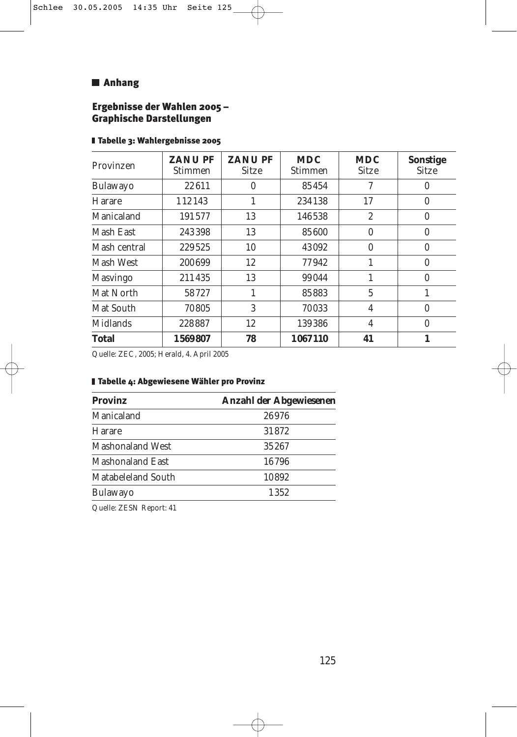## Anhang

### Ergebnisse der Wahlen 2005 – Graphische Darstellungen

**Tabelle 3: Wahlergebnisse 2005**

| Provinzen | **ZANU PF** Stimmen | **ZANU PF** Sitze | **MDC** Stimmen | **MDC** Sitze | **Sonstige** Sitze |
|---|---|---|---|---|---|
| Bulawayo | 22611 | 0 | 85454 | 7 | 0 |
| Harare | 112143 | 1 | 234138 | 17 | 0 |
| Manicaland | 191577 | 13 | 146538 | 2 | 0 |
| Mash East | 243398 | 13 | 85600 | 0 | 0 |
| Mash central | 229525 | 10 | 43092 | 0 | 0 |
| Mash West | 200699 | 12 | 77942 | 1 | 0 |
| Masvingo | 211435 | 13 | 99044 | 1 | 0 |
| Mat North | 58727 | 1 | 85883 | 5 | 1 |
| Mat South | 70805 | 3 | 70033 | 4 | 0 |
| Midlands | 228887 | 12 | 139386 | 4 | 0 |
| **Total** | **1569807** | **78** | **1067110** | **41** | **1** |

*Quelle: ZEC, 2005; Herald, 4. April 2005*

**Tabelle 4: Abgewiesene Wähler pro Provinz**

| **Provinz** | **Anzahl der Abgewiesenen** |
|---|---|
| Manicaland | 26976 |
| Harare | 31872 |
| Mashonaland West | 35267 |
| Mashonaland East | 16796 |
| Matabeleland South | 10892 |
| Bulawayo | 1352 |

*Quelle: ZESN Report: 41*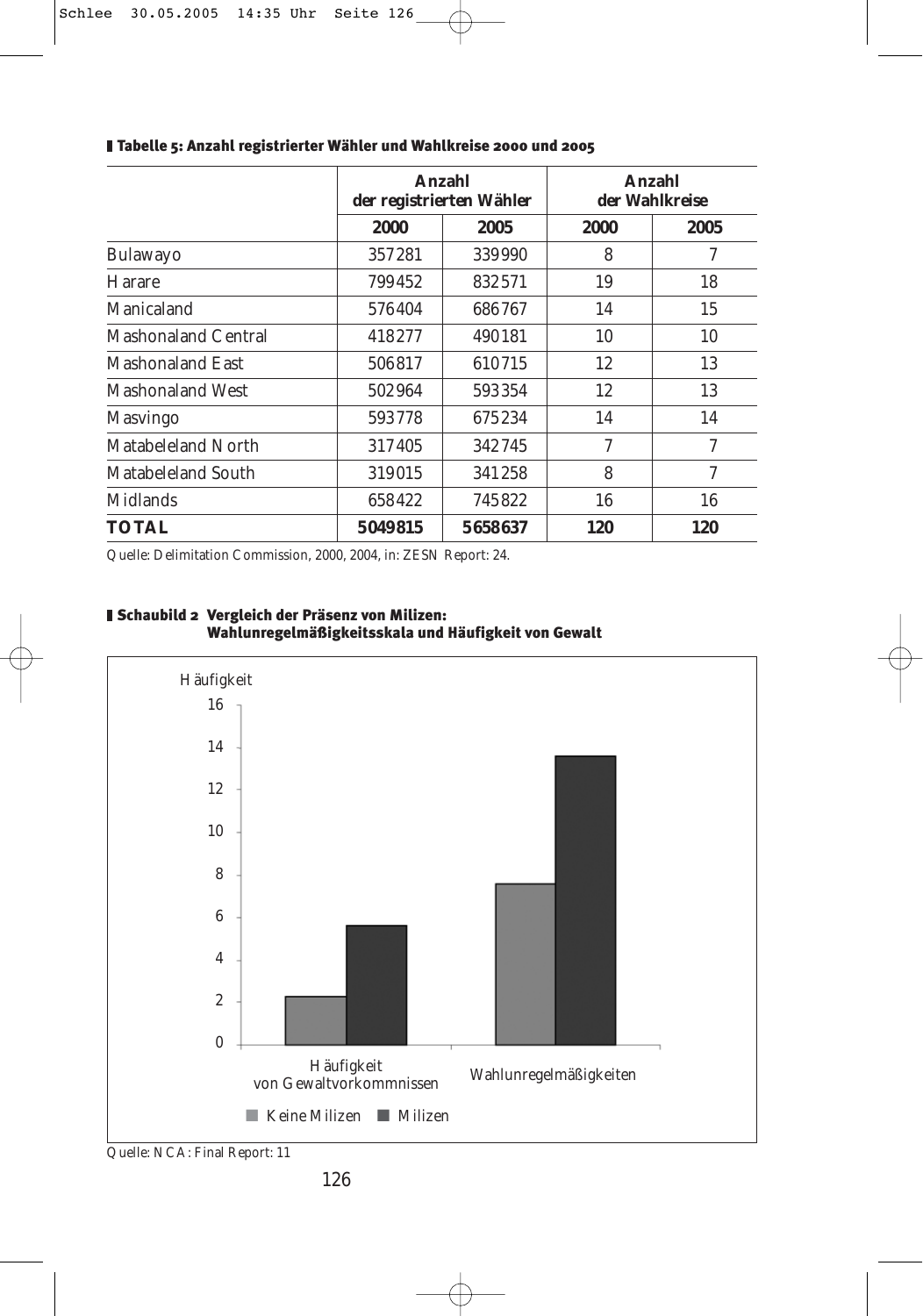**Tabelle 5: Anzahl registrierter Wähler und Wahlkreise 2000 und 2005**

| | Anzahl der registrierten Wähler | | Anzahl der Wahlkreise | |
|---|---|---|---|---|
| | **2000** | **2005** | **2000** | **2005** |
| Bulawayo | 357281 | 339990 | 8 | 7 |
| Harare | 799452 | 832571 | 19 | 18 |
| Manicaland | 576404 | 686767 | 14 | 15 |
| Mashonaland Central | 418277 | 490181 | 10 | 10 |
| Mashonaland East | 506817 | 610715 | 12 | 13 |
| Mashonaland West | 502964 | 593354 | 12 | 13 |
| Masvingo | 593778 | 675234 | 14 | 14 |
| Matabeleland North | 317405 | 342745 | 7 | 7 |
| Matabeleland South | 319015 | 341258 | 8 | 7 |
| Midlands | 658422 | 745822 | 16 | 16 |
| **TOTAL** | **5049815** | **5658637** | **120** | **120** |

Quelle: Delimitation Commission, 2000, 2004, in: ZESN Report: 24.

**Schaubild 2 Vergleich der Präsenz von Milizen: Wahlunregelmäßigkeitsskala und Häufigkeit von Gewalt**

Quelle: NCA: Final Report: 11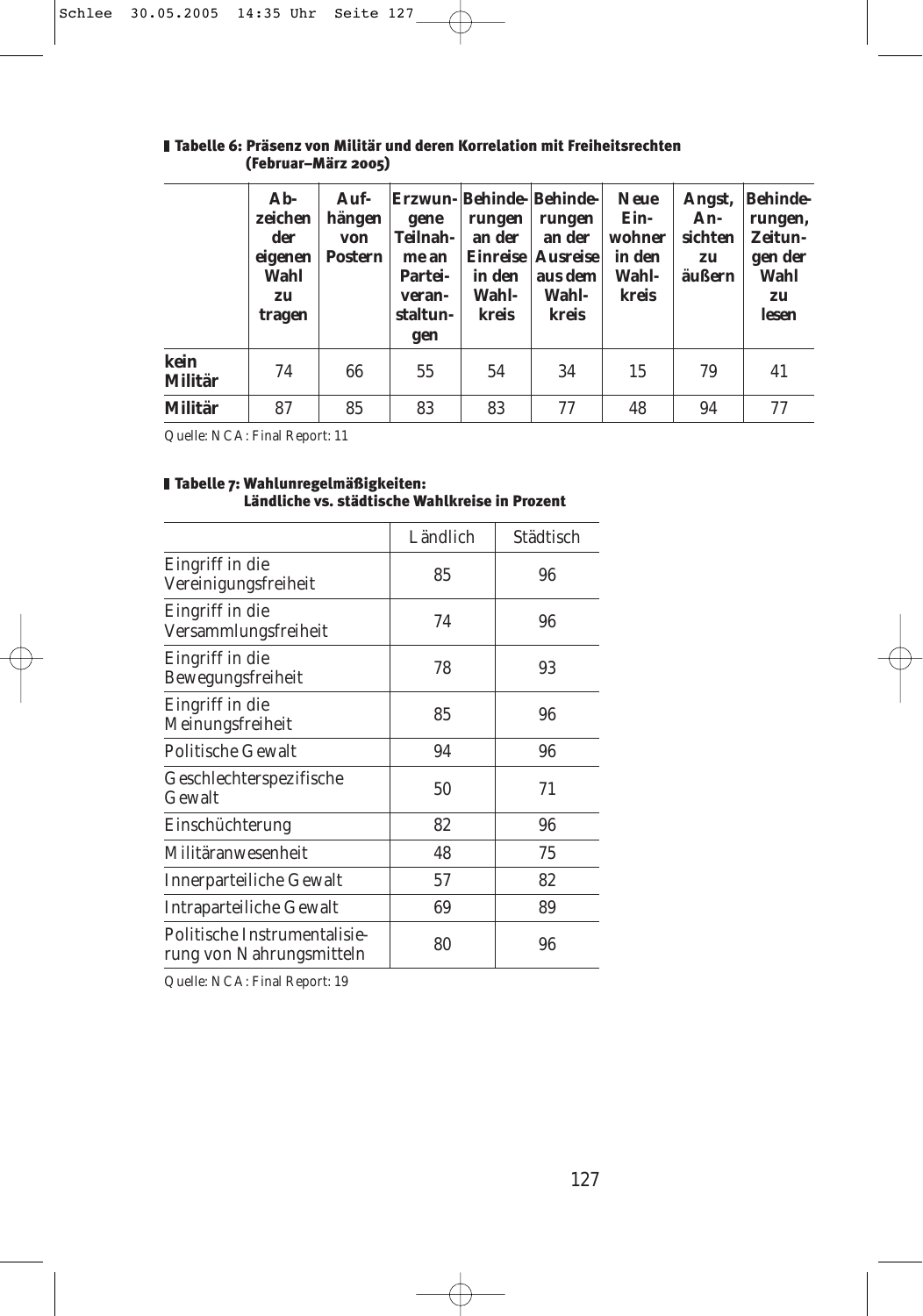**Tabelle 6: Präsenz von Militär und deren Korrelation mit Freiheitsrechten (Februar–März 2005)**

| | Abzeichen der eigenen Wahl zu tragen | Aufhängen von Postern | Erzwungene Teilnahme an Parteiveranstaltungen | Behinderungen an der Einreise in den Wahlkreis | Behinderungen an der Ausreise aus dem Wahlkreis | Neue Einwohner in den Wahlkreis | Angst, Ansichten zu äußern | Behinderungen, Zeitungen der Wahl zu lesen |
|---|---|---|---|---|---|---|---|---|
| **kein Militär** | 74 | 66 | 55 | 54 | 34 | 15 | 79 | 41 |
| **Militär** | 87 | 85 | 83 | 83 | 77 | 48 | 94 | 77 |

Quelle: NCA: Final Report: 11

**Tabelle 7: Wahlunregelmäßigkeiten: Ländliche vs. städtische Wahlkreise in Prozent**

| | Ländlich | Städtisch |
|---|---|---|
| Eingriff in die Vereinigungsfreiheit | 85 | 96 |
| Eingriff in die Versammlungsfreiheit | 74 | 96 |
| Eingriff in die Bewegungsfreiheit | 78 | 93 |
| Eingriff in die Meinungsfreiheit | 85 | 96 |
| Politische Gewalt | 94 | 96 |
| Geschlechterspezifische Gewalt | 50 | 71 |
| Einschüchterung | 82 | 96 |
| Militäranwesenheit | 48 | 75 |
| Innerparteiliche Gewalt | 57 | 82 |
| Intraparteiliche Gewalt | 69 | 89 |
| Politische Instrumentalisierung von Nahrungsmitteln | 80 | 96 |

Quelle: NCA: Final Report: 19